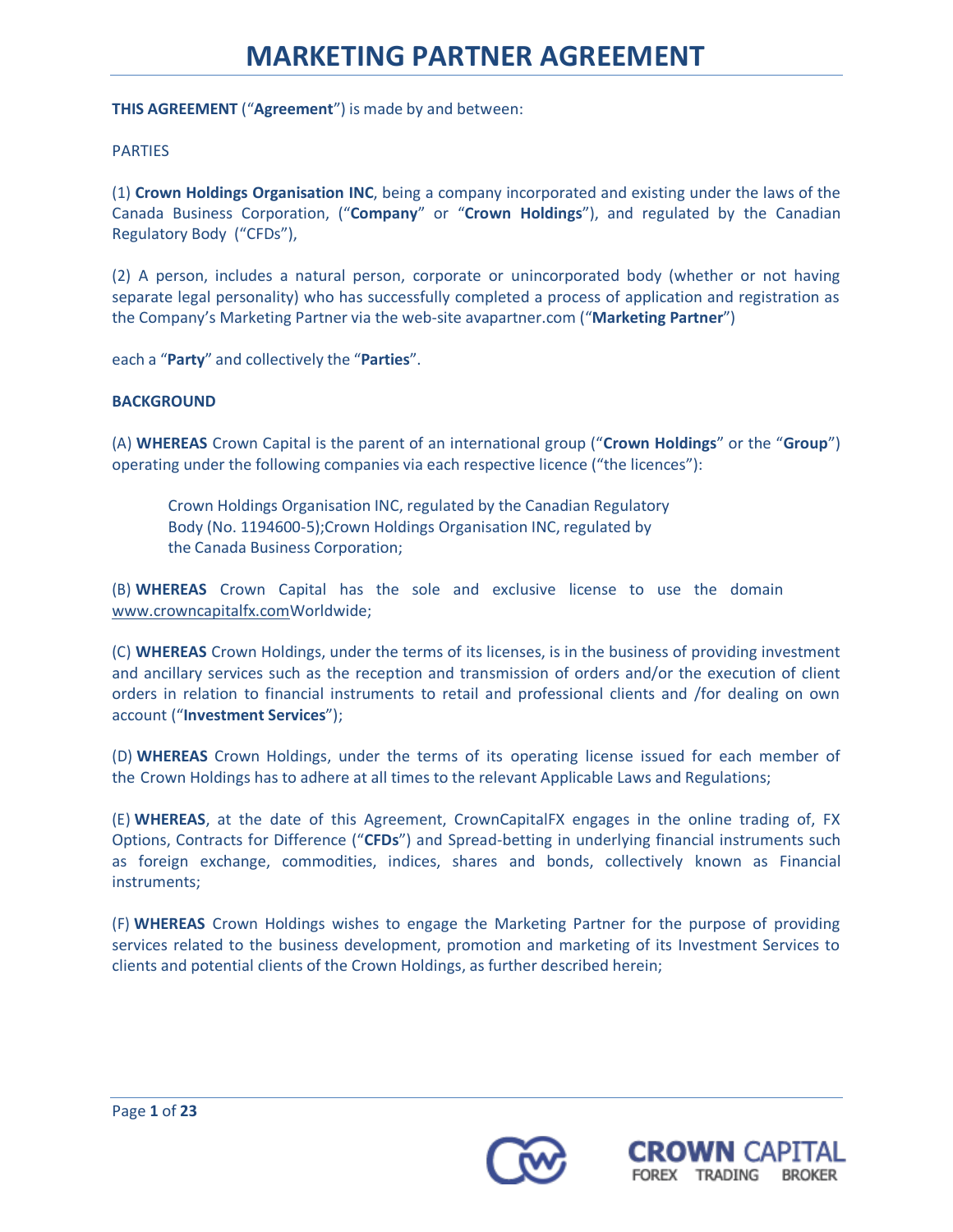# MARKETING PARTNER AGREEMENT

**THIS AGREEMENT** (“**Agreement**”) is made by and between:

PARTIES

(1) **Crown Holdings Organisation INC**, being a company incorporated and existing under the laws of the Canada Business Corporation, (“**Company**” or “**Crown Holdings**”), and regulated by the Canadian Regulatory Body (“CFDs”),

(2) A person, includes a natural person, corporate or unincorporated body (whether or not having separate legal personality) who has successfully completed a process of application and registration as the Company’s Marketing Partner via the web-site avapartner.com (“**Marketing Partner**”)

each a “**Party**” and collectively the “**Parties**”.

**BACKGROUND**

(A) **WHEREAS** Crown Capital is the parent of an international group (“**Crown Holdings**” or the “**Group**”) operating under the following companies via each respective licence (“the licences”):

> Crown Holdings Organisation INC, regulated by the Canadian Regulatory Body (No. 1194600-5);Crown Holdings Organisation INC, regulated by the Canada Business Corporation;

(B) **WHEREAS** Crown Capital has the sole and exclusive license to use the domain www.crowncapitalfx.comWorldwide;

(C) **WHEREAS** Crown Holdings, under the terms of its licenses, is in the business of providing investment and ancillary services such as the reception and transmission of orders and/or the execution of client orders in relation to financial instruments to retail and professional clients and /for dealing on own account (“**Investment Services**”);

(D) **WHEREAS** Crown Holdings, under the terms of its operating license issued for each member of the Crown Holdings has to adhere at all times to the relevant Applicable Laws and Regulations;

(E) **WHEREAS**, at the date of this Agreement, CrownCapitalFX engages in the online trading of, FX Options, Contracts for Difference (“**CFDs**”) and Spread-betting in underlying financial instruments such as foreign exchange, commodities, indices, shares and bonds, collectively known as Financial instruments;

(F) **WHEREAS** Crown Holdings wishes to engage the Marketing Partner for the purpose of providing services related to the business development, promotion and marketing of its Investment Services to clients and potential clients of the Crown Holdings, as further described herein;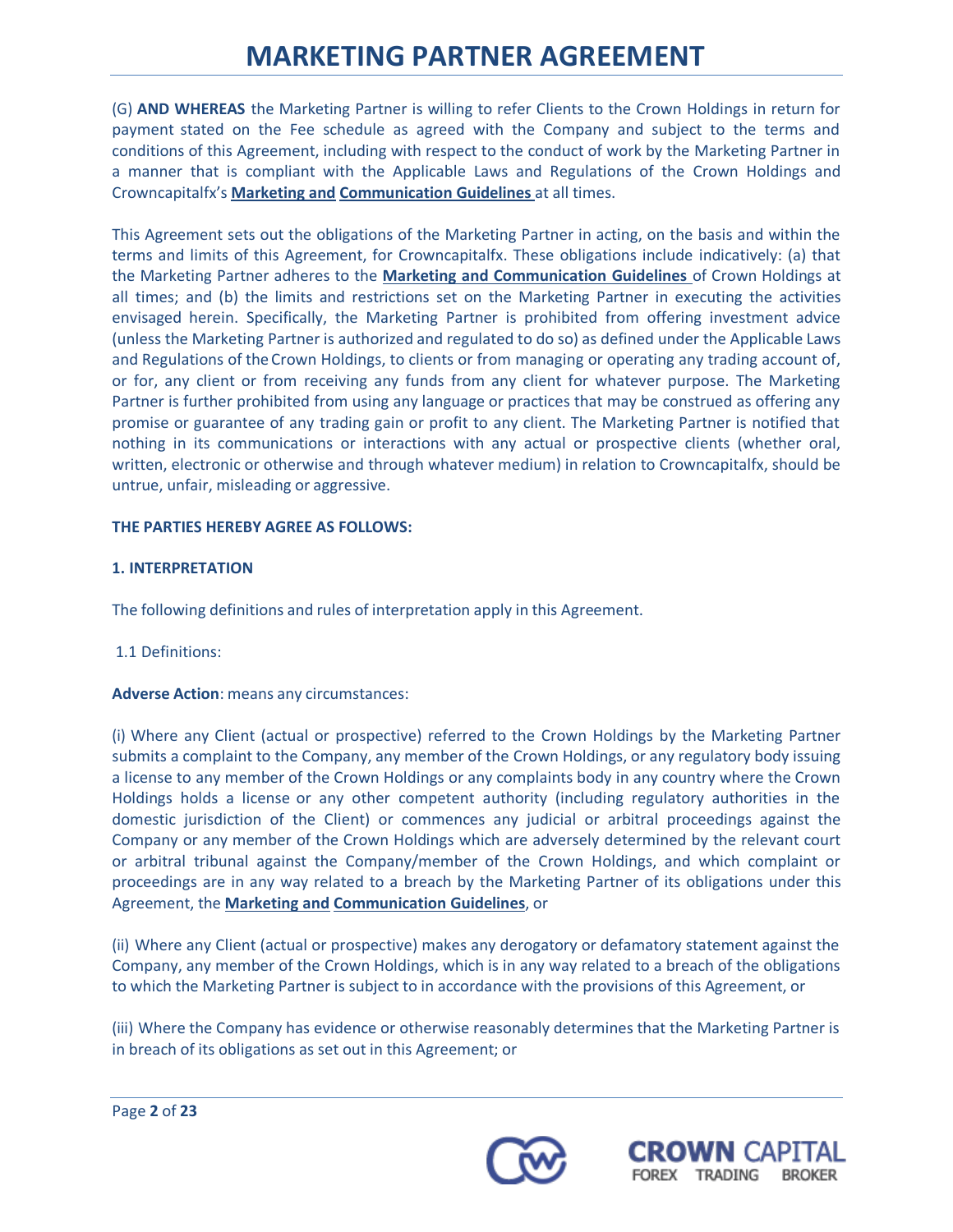(G) **AND WHEREAS** the Marketing Partner is willing to refer Clients to the Crown Holdings in return for payment stated on the Fee schedule as agreed with the Company and subject to the terms and conditions of this Agreement, including with respect to the conduct of work by the Marketing Partner in a manner that is compliant with the Applicable Laws and Regulations of the Crown Holdings and Crowncapitalfx's **Marketing and Communication Guidelines** at all times.

This Agreement sets out the obligations of the Marketing Partner in acting, on the basis and within the terms and limits of this Agreement, for Crowncapitalfx. These obligations include indicatively: (a) that the Marketing Partner adheres to the **Marketing and Communication Guidelines** of Crown Holdings at all times; and (b) the limits and restrictions set on the Marketing Partner in executing the activities envisaged herein. Specifically, the Marketing Partner is prohibited from offering investment advice (unless the Marketing Partner is authorized and regulated to do so) as defined under the Applicable Laws and Regulations of the Crown Holdings, to clients or from managing or operating any trading account of, or for, any client or from receiving any funds from any client for whatever purpose. The Marketing Partner is further prohibited from using any language or practices that may be construed as offering any promise or guarantee of any trading gain or profit to any client. The Marketing Partner is notified that nothing in its communications or interactions with any actual or prospective clients (whether oral, written, electronic or otherwise and through whatever medium) in relation to Crowncapitalfx, should be untrue, unfair, misleading or aggressive.

**THE PARTIES HEREBY AGREE AS FOLLOWS:**

**1. INTERPRETATION**

The following definitions and rules of interpretation apply in this Agreement.

1.1 Definitions:

**Adverse Action**: means any circumstances:

(i) Where any Client (actual or prospective) referred to the Crown Holdings by the Marketing Partner submits a complaint to the Company, any member of the Crown Holdings, or any regulatory body issuing a license to any member of the Crown Holdings or any complaints body in any country where the Crown Holdings holds a license or any other competent authority (including regulatory authorities in the domestic jurisdiction of the Client) or commences any judicial or arbitral proceedings against the Company or any member of the Crown Holdings which are adversely determined by the relevant court or arbitral tribunal against the Company/member of the Crown Holdings, and which complaint or proceedings are in any way related to a breach by the Marketing Partner of its obligations under this Agreement, the **Marketing and Communication Guidelines**, or

(ii) Where any Client (actual or prospective) makes any derogatory or defamatory statement against the Company, any member of the Crown Holdings, which is in any way related to a breach of the obligations to which the Marketing Partner is subject to in accordance with the provisions of this Agreement, or

(iii) Where the Company has evidence or otherwise reasonably determines that the Marketing Partner is in breach of its obligations as set out in this Agreement; or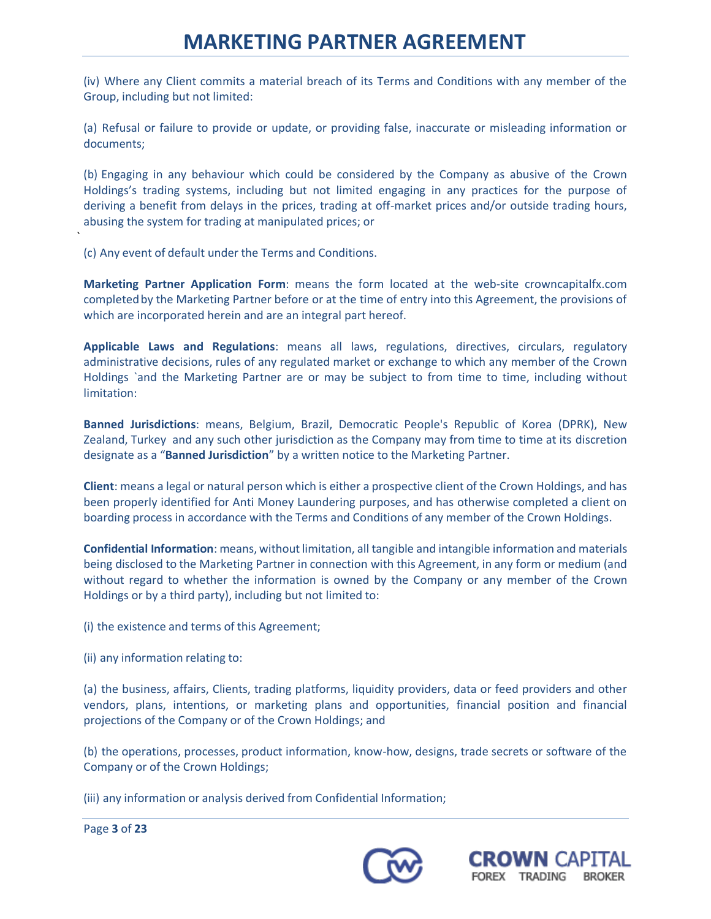(iv) Where any Client commits a material breach of its Terms and Conditions with any member of the Group, including but not limited:

(a) Refusal or failure to provide or update, or providing false, inaccurate or misleading information or documents;

(b) Engaging in any behaviour which could be considered by the Company as abusive of the Crown Holdings's trading systems, including but not limited engaging in any practices for the purpose of deriving a benefit from delays in the prices, trading at off-market prices and/or outside trading hours, abusing the system for trading at manipulated prices; or

(c) Any event of default under the Terms and Conditions.

**Marketing Partner Application Form**: means the form located at the web-site crowncapitalfx.com completed by the Marketing Partner before or at the time of entry into this Agreement, the provisions of which are incorporated herein and are an integral part hereof.

**Applicable Laws and Regulations**: means all laws, regulations, directives, circulars, regulatory administrative decisions, rules of any regulated market or exchange to which any member of the Crown Holdings `and the Marketing Partner are or may be subject to from time to time, including without limitation:

**Banned Jurisdictions**: means, Belgium, Brazil, Democratic People's Republic of Korea (DPRK), New Zealand, Turkey and any such other jurisdiction as the Company may from time to time at its discretion designate as a "**Banned Jurisdiction**" by a written notice to the Marketing Partner.

**Client**: means a legal or natural person which is either a prospective client of the Crown Holdings, and has been properly identified for Anti Money Laundering purposes, and has otherwise completed a client on boarding process in accordance with the Terms and Conditions of any member of the Crown Holdings.

**Confidential Information**: means, without limitation, all tangible and intangible information and materials being disclosed to the Marketing Partner in connection with this Agreement, in any form or medium (and without regard to whether the information is owned by the Company or any member of the Crown Holdings or by a third party), including but not limited to:

(i) the existence and terms of this Agreement;

(ii) any information relating to:

(a) the business, affairs, Clients, trading platforms, liquidity providers, data or feed providers and other vendors, plans, intentions, or marketing plans and opportunities, financial position and financial projections of the Company or of the Crown Holdings; and

(b) the operations, processes, product information, know-how, designs, trade secrets or software of the Company or of the Crown Holdings;

(iii) any information or analysis derived from Confidential Information;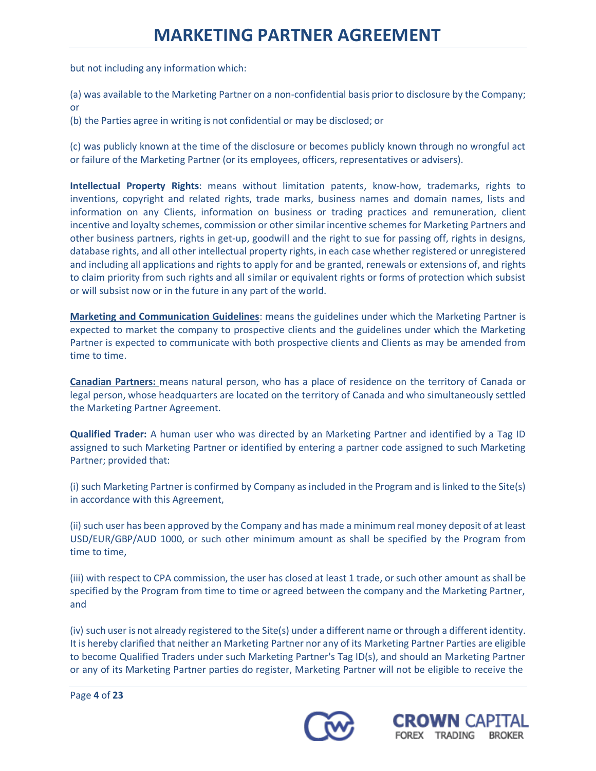but not including any information which:

(a) was available to the Marketing Partner on a non-confidential basis prior to disclosure by the Company; or

(b) the Parties agree in writing is not confidential or may be disclosed; or

(c) was publicly known at the time of the disclosure or becomes publicly known through no wrongful act or failure of the Marketing Partner (or its employees, officers, representatives or advisers).

**Intellectual Property Rights**: means without limitation patents, know-how, trademarks, rights to inventions, copyright and related rights, trade marks, business names and domain names, lists and information on any Clients, information on business or trading practices and remuneration, client incentive and loyalty schemes, commission or other similar incentive schemes for Marketing Partners and other business partners, rights in get-up, goodwill and the right to sue for passing off, rights in designs, database rights, and all other intellectual property rights, in each case whether registered or unregistered and including all applications and rights to apply for and be granted, renewals or extensions of, and rights to claim priority from such rights and all similar or equivalent rights or forms of protection which subsist or will subsist now or in the future in any part of the world.

**Marketing and Communication Guidelines**: means the guidelines under which the Marketing Partner is expected to market the company to prospective clients and the guidelines under which the Marketing Partner is expected to communicate with both prospective clients and Clients as may be amended from time to time.

**Canadian Partners:** means natural person, who has a place of residence on the territory of Canada or legal person, whose headquarters are located on the territory of Canada and who simultaneously settled the Marketing Partner Agreement.

**Qualified Trader:** A human user who was directed by an Marketing Partner and identified by a Tag ID assigned to such Marketing Partner or identified by entering a partner code assigned to such Marketing Partner; provided that:

(i) such Marketing Partner is confirmed by Company as included in the Program and is linked to the Site(s) in accordance with this Agreement,

(ii) such user has been approved by the Company and has made a minimum real money deposit of at least USD/EUR/GBP/AUD 1000, or such other minimum amount as shall be specified by the Program from time to time,

(iii) with respect to CPA commission, the user has closed at least 1 trade, or such other amount as shall be specified by the Program from time to time or agreed between the company and the Marketing Partner, and

(iv) such user is not already registered to the Site(s) under a different name or through a different identity. It is hereby clarified that neither an Marketing Partner nor any of its Marketing Partner Parties are eligible to become Qualified Traders under such Marketing Partner's Tag ID(s), and should an Marketing Partner or any of its Marketing Partner parties do register, Marketing Partner will not be eligible to receive the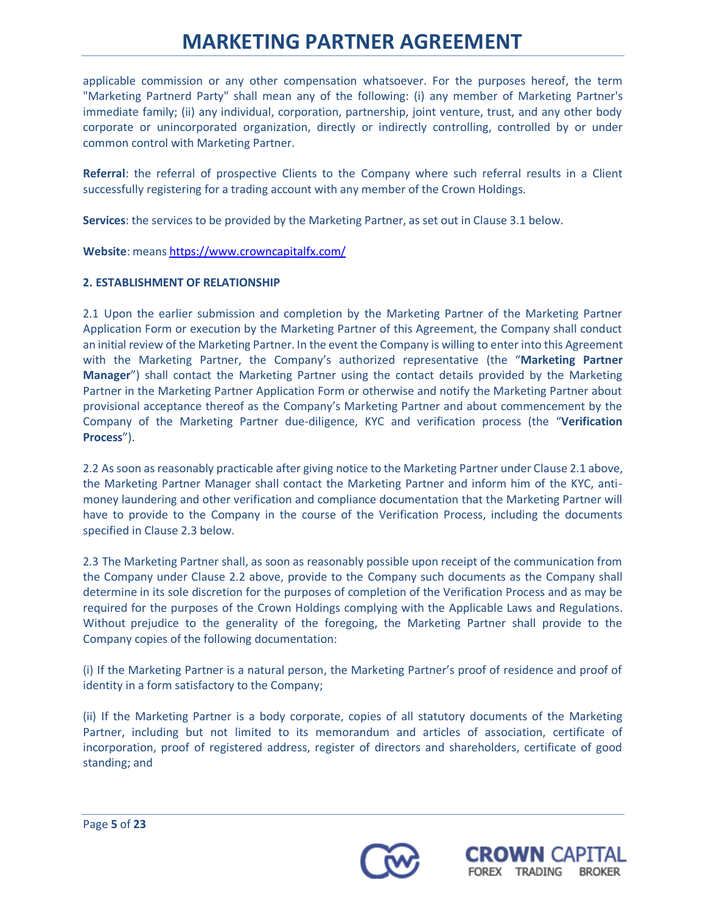applicable commission or any other compensation whatsoever. For the purposes hereof, the term "Marketing Partnerd Party" shall mean any of the following: (i) any member of Marketing Partner's immediate family; (ii) any individual, corporation, partnership, joint venture, trust, and any other body corporate or unincorporated organization, directly or indirectly controlling, controlled by or under common control with Marketing Partner.

**Referral**: the referral of prospective Clients to the Company where such referral results in a Client successfully registering for a trading account with any member of the Crown Holdings.

**Services**: the services to be provided by the Marketing Partner, as set out in Clause 3.1 below.

**Website**: means https://www.crowncapitalfx.com/

**2. ESTABLISHMENT OF RELATIONSHIP**

2.1 Upon the earlier submission and completion by the Marketing Partner of the Marketing Partner Application Form or execution by the Marketing Partner of this Agreement, the Company shall conduct an initial review of the Marketing Partner. In the event the Company is willing to enter into this Agreement with the Marketing Partner, the Company's authorized representative (the "**Marketing Partner Manager**") shall contact the Marketing Partner using the contact details provided by the Marketing Partner in the Marketing Partner Application Form or otherwise and notify the Marketing Partner about provisional acceptance thereof as the Company's Marketing Partner and about commencement by the Company of the Marketing Partner due-diligence, KYC and verification process (the "**Verification Process**").

2.2 As soon as reasonably practicable after giving notice to the Marketing Partner under Clause 2.1 above, the Marketing Partner Manager shall contact the Marketing Partner and inform him of the KYC, anti-money laundering and other verification and compliance documentation that the Marketing Partner will have to provide to the Company in the course of the Verification Process, including the documents specified in Clause 2.3 below.

2.3 The Marketing Partner shall, as soon as reasonably possible upon receipt of the communication from the Company under Clause 2.2 above, provide to the Company such documents as the Company shall determine in its sole discretion for the purposes of completion of the Verification Process and as may be required for the purposes of the Crown Holdings complying with the Applicable Laws and Regulations. Without prejudice to the generality of the foregoing, the Marketing Partner shall provide to the Company copies of the following documentation:

(i) If the Marketing Partner is a natural person, the Marketing Partner's proof of residence and proof of identity in a form satisfactory to the Company;

(ii) If the Marketing Partner is a body corporate, copies of all statutory documents of the Marketing Partner, including but not limited to its memorandum and articles of association, certificate of incorporation, proof of registered address, register of directors and shareholders, certificate of good standing; and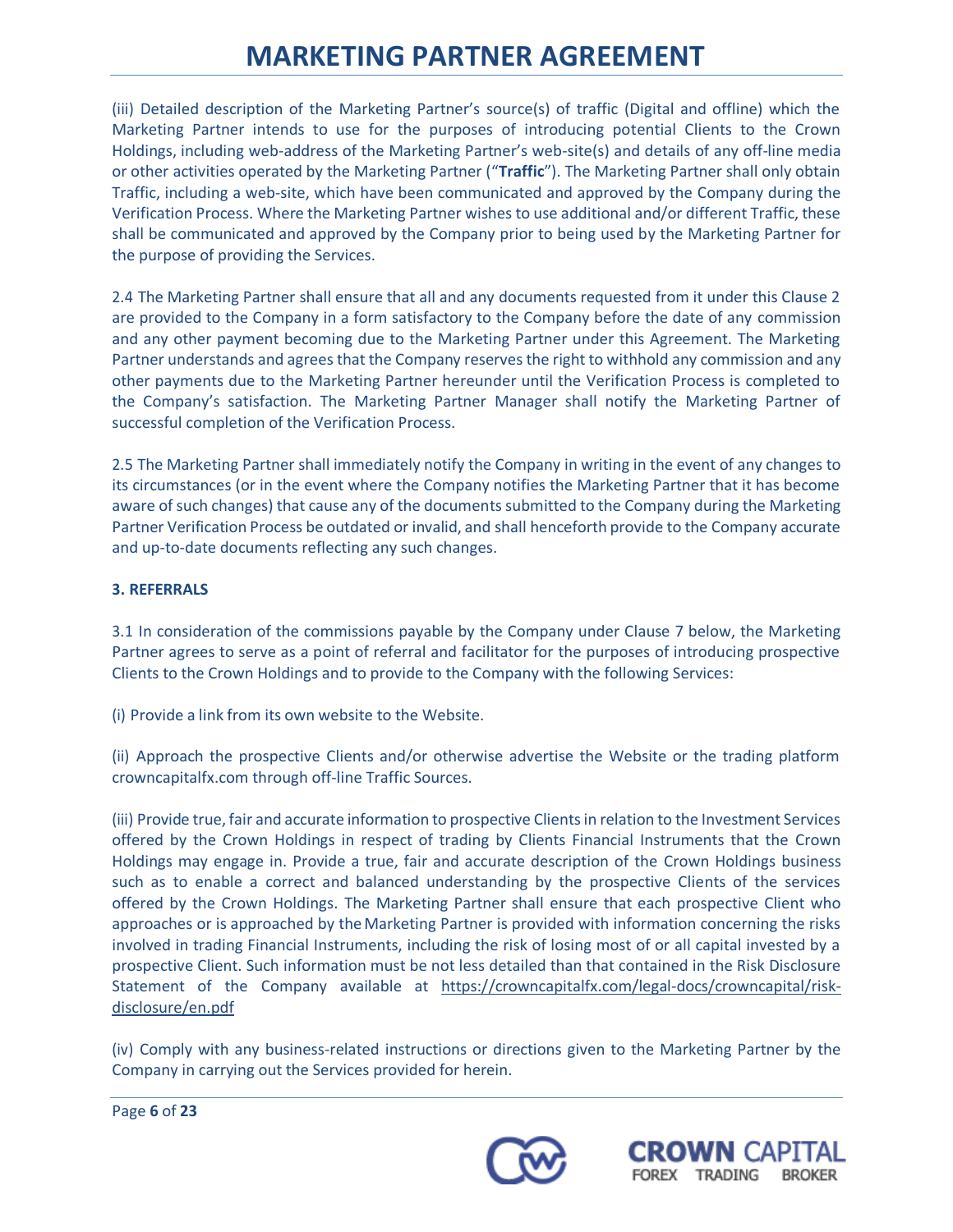(iii) Detailed description of the Marketing Partner's source(s) of traffic (Digital and offline) which the Marketing Partner intends to use for the purposes of introducing potential Clients to the Crown Holdings, including web-address of the Marketing Partner's web-site(s) and details of any off-line media or other activities operated by the Marketing Partner ("**Traffic**"). The Marketing Partner shall only obtain Traffic, including a web-site, which have been communicated and approved by the Company during the Verification Process. Where the Marketing Partner wishes to use additional and/or different Traffic, these shall be communicated and approved by the Company prior to being used by the Marketing Partner for the purpose of providing the Services.

2.4 The Marketing Partner shall ensure that all and any documents requested from it under this Clause 2 are provided to the Company in a form satisfactory to the Company before the date of any commission and any other payment becoming due to the Marketing Partner under this Agreement. The Marketing Partner understands and agrees that the Company reserves the right to withhold any commission and any other payments due to the Marketing Partner hereunder until the Verification Process is completed to the Company's satisfaction. The Marketing Partner Manager shall notify the Marketing Partner of successful completion of the Verification Process.

2.5 The Marketing Partner shall immediately notify the Company in writing in the event of any changes to its circumstances (or in the event where the Company notifies the Marketing Partner that it has become aware of such changes) that cause any of the documents submitted to the Company during the Marketing Partner Verification Process be outdated or invalid, and shall henceforth provide to the Company accurate and up-to-date documents reflecting any such changes.

### 3. REFERRALS

3.1 In consideration of the commissions payable by the Company under Clause 7 below, the Marketing Partner agrees to serve as a point of referral and facilitator for the purposes of introducing prospective Clients to the Crown Holdings and to provide to the Company with the following Services:

(i) Provide a link from its own website to the Website.

(ii) Approach the prospective Clients and/or otherwise advertise the Website or the trading platform crowncapitalfx.com through off-line Traffic Sources.

(iii) Provide true, fair and accurate information to prospective Clients in relation to the Investment Services offered by the Crown Holdings in respect of trading by Clients Financial Instruments that the Crown Holdings may engage in. Provide a true, fair and accurate description of the Crown Holdings business such as to enable a correct and balanced understanding by the prospective Clients of the services offered by the Crown Holdings. The Marketing Partner shall ensure that each prospective Client who approaches or is approached by the Marketing Partner is provided with information concerning the risks involved in trading Financial Instruments, including the risk of losing most of or all capital invested by a prospective Client. Such information must be not less detailed than that contained in the Risk Disclosure Statement of the Company available at https://crowncapitalfx.com/legal-docs/crowncapital/risk-disclosure/en.pdf

(iv) Comply with any business-related instructions or directions given to the Marketing Partner by the Company in carrying out the Services provided for herein.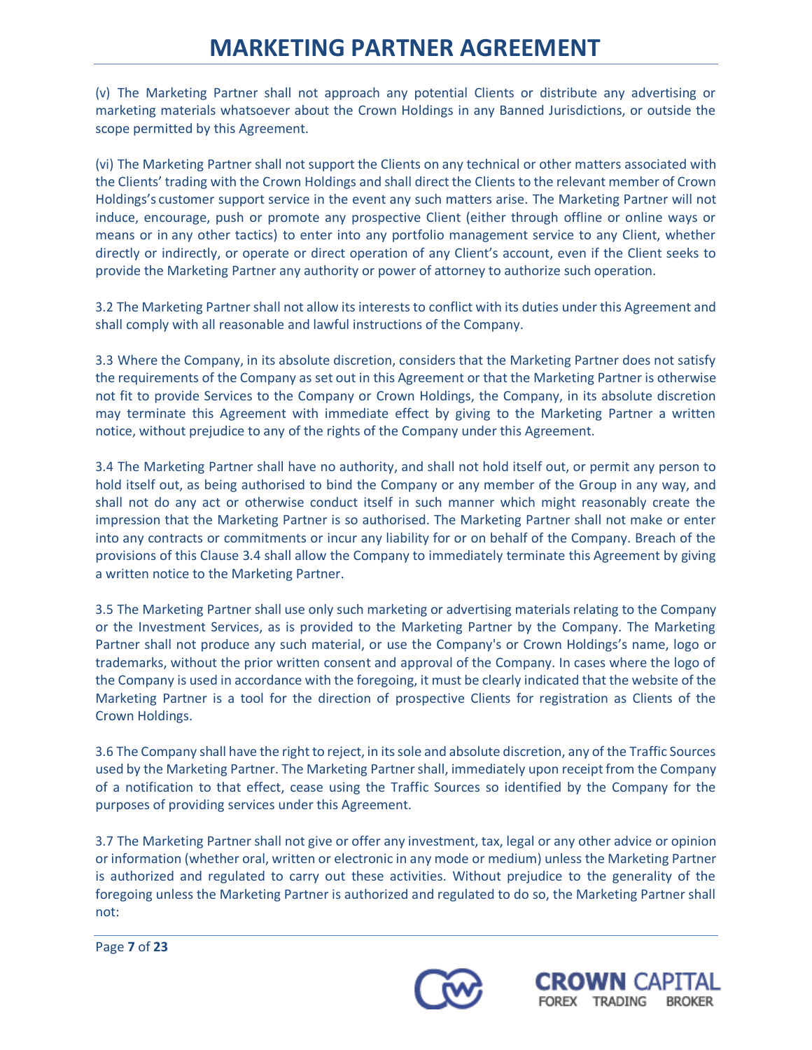(v) The Marketing Partner shall not approach any potential Clients or distribute any advertising or marketing materials whatsoever about the Crown Holdings in any Banned Jurisdictions, or outside the scope permitted by this Agreement.

(vi) The Marketing Partner shall not support the Clients on any technical or other matters associated with the Clients' trading with the Crown Holdings and shall direct the Clients to the relevant member of Crown Holdings's customer support service in the event any such matters arise. The Marketing Partner will not induce, encourage, push or promote any prospective Client (either through offline or online ways or means or in any other tactics) to enter into any portfolio management service to any Client, whether directly or indirectly, or operate or direct operation of any Client's account, even if the Client seeks to provide the Marketing Partner any authority or power of attorney to authorize such operation.

3.2 The Marketing Partner shall not allow its interests to conflict with its duties under this Agreement and shall comply with all reasonable and lawful instructions of the Company.

3.3 Where the Company, in its absolute discretion, considers that the Marketing Partner does not satisfy the requirements of the Company as set out in this Agreement or that the Marketing Partner is otherwise not fit to provide Services to the Company or Crown Holdings, the Company, in its absolute discretion may terminate this Agreement with immediate effect by giving to the Marketing Partner a written notice, without prejudice to any of the rights of the Company under this Agreement.

3.4 The Marketing Partner shall have no authority, and shall not hold itself out, or permit any person to hold itself out, as being authorised to bind the Company or any member of the Group in any way, and shall not do any act or otherwise conduct itself in such manner which might reasonably create the impression that the Marketing Partner is so authorised. The Marketing Partner shall not make or enter into any contracts or commitments or incur any liability for or on behalf of the Company. Breach of the provisions of this Clause 3.4 shall allow the Company to immediately terminate this Agreement by giving a written notice to the Marketing Partner.

3.5 The Marketing Partner shall use only such marketing or advertising materials relating to the Company or the Investment Services, as is provided to the Marketing Partner by the Company. The Marketing Partner shall not produce any such material, or use the Company's or Crown Holdings's name, logo or trademarks, without the prior written consent and approval of the Company. In cases where the logo of the Company is used in accordance with the foregoing, it must be clearly indicated that the website of the Marketing Partner is a tool for the direction of prospective Clients for registration as Clients of the Crown Holdings.

3.6 The Company shall have the right to reject, in its sole and absolute discretion, any of the Traffic Sources used by the Marketing Partner. The Marketing Partner shall, immediately upon receipt from the Company of a notification to that effect, cease using the Traffic Sources so identified by the Company for the purposes of providing services under this Agreement.

3.7 The Marketing Partner shall not give or offer any investment, tax, legal or any other advice or opinion or information (whether oral, written or electronic in any mode or medium) unless the Marketing Partner is authorized and regulated to carry out these activities. Without prejudice to the generality of the foregoing unless the Marketing Partner is authorized and regulated to do so, the Marketing Partner shall not: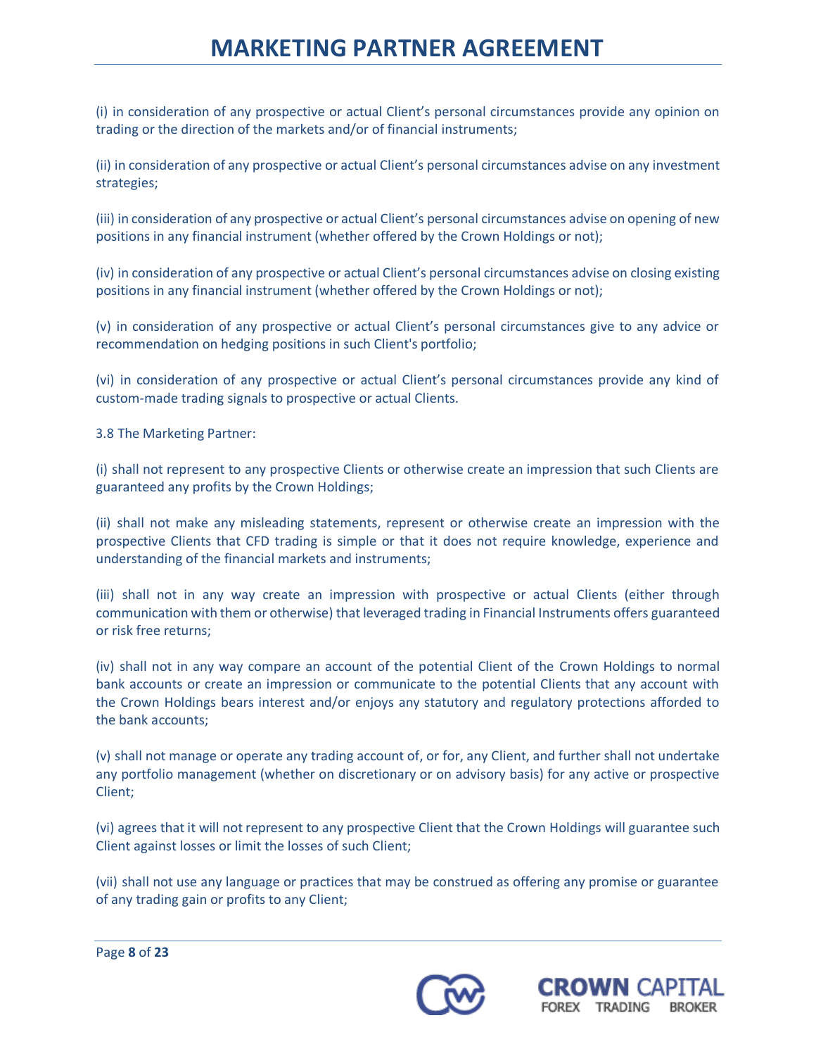(i) in consideration of any prospective or actual Client's personal circumstances provide any opinion on trading or the direction of the markets and/or of financial instruments;

(ii) in consideration of any prospective or actual Client's personal circumstances advise on any investment strategies;

(iii) in consideration of any prospective or actual Client's personal circumstances advise on opening of new positions in any financial instrument (whether offered by the Crown Holdings or not);

(iv) in consideration of any prospective or actual Client's personal circumstances advise on closing existing positions in any financial instrument (whether offered by the Crown Holdings or not);

(v) in consideration of any prospective or actual Client's personal circumstances give to any advice or recommendation on hedging positions in such Client's portfolio;

(vi) in consideration of any prospective or actual Client's personal circumstances provide any kind of custom-made trading signals to prospective or actual Clients.

3.8 The Marketing Partner:

(i) shall not represent to any prospective Clients or otherwise create an impression that such Clients are guaranteed any profits by the Crown Holdings;

(ii) shall not make any misleading statements, represent or otherwise create an impression with the prospective Clients that CFD trading is simple or that it does not require knowledge, experience and understanding of the financial markets and instruments;

(iii) shall not in any way create an impression with prospective or actual Clients (either through communication with them or otherwise) that leveraged trading in Financial Instruments offers guaranteed or risk free returns;

(iv) shall not in any way compare an account of the potential Client of the Crown Holdings to normal bank accounts or create an impression or communicate to the potential Clients that any account with the Crown Holdings bears interest and/or enjoys any statutory and regulatory protections afforded to the bank accounts;

(v) shall not manage or operate any trading account of, or for, any Client, and further shall not undertake any portfolio management (whether on discretionary or on advisory basis) for any active or prospective Client;

(vi) agrees that it will not represent to any prospective Client that the Crown Holdings will guarantee such Client against losses or limit the losses of such Client;

(vii) shall not use any language or practices that may be construed as offering any promise or guarantee of any trading gain or profits to any Client;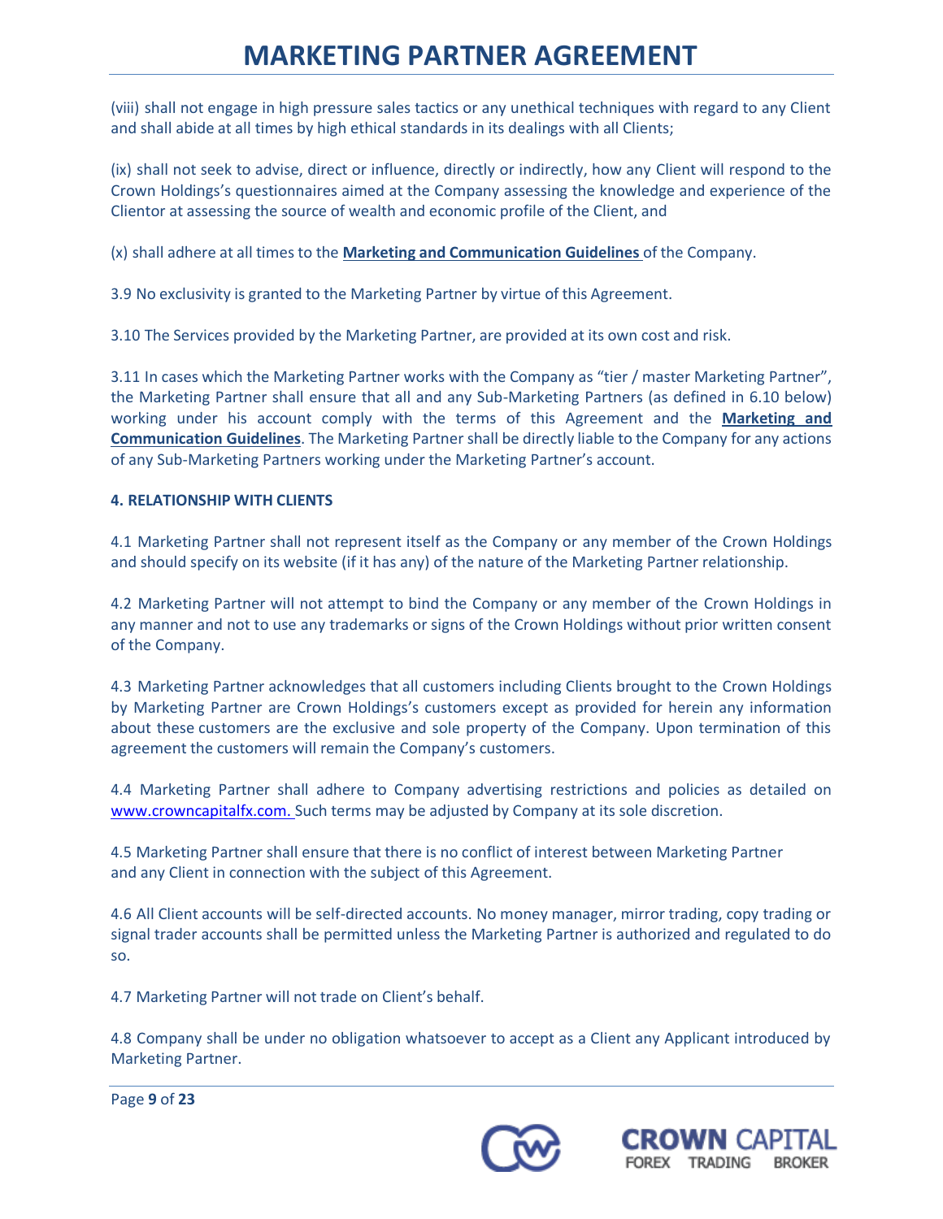(viii) shall not engage in high pressure sales tactics or any unethical techniques with regard to any Client and shall abide at all times by high ethical standards in its dealings with all Clients;

(ix) shall not seek to advise, direct or influence, directly or indirectly, how any Client will respond to the Crown Holdings's questionnaires aimed at the Company assessing the knowledge and experience of the Clientor at assessing the source of wealth and economic profile of the Client, and

(x) shall adhere at all times to the **Marketing and Communication Guidelines** of the Company.

3.9 No exclusivity is granted to the Marketing Partner by virtue of this Agreement.

3.10 The Services provided by the Marketing Partner, are provided at its own cost and risk.

3.11 In cases which the Marketing Partner works with the Company as "tier / master Marketing Partner", the Marketing Partner shall ensure that all and any Sub-Marketing Partners (as defined in 6.10 below) working under his account comply with the terms of this Agreement and the **Marketing and Communication Guidelines**. The Marketing Partner shall be directly liable to the Company for any actions of any Sub-Marketing Partners working under the Marketing Partner's account.

**4. RELATIONSHIP WITH CLIENTS**

4.1 Marketing Partner shall not represent itself as the Company or any member of the Crown Holdings and should specify on its website (if it has any) of the nature of the Marketing Partner relationship.

4.2 Marketing Partner will not attempt to bind the Company or any member of the Crown Holdings in any manner and not to use any trademarks or signs of the Crown Holdings without prior written consent of the Company.

4.3 Marketing Partner acknowledges that all customers including Clients brought to the Crown Holdings by Marketing Partner are Crown Holdings's customers except as provided for herein any information about these customers are the exclusive and sole property of the Company. Upon termination of this agreement the customers will remain the Company's customers.

4.4 Marketing Partner shall adhere to Company advertising restrictions and policies as detailed on www.crowncapitalfx.com. Such terms may be adjusted by Company at its sole discretion.

4.5 Marketing Partner shall ensure that there is no conflict of interest between Marketing Partner and any Client in connection with the subject of this Agreement.

4.6 All Client accounts will be self-directed accounts. No money manager, mirror trading, copy trading or signal trader accounts shall be permitted unless the Marketing Partner is authorized and regulated to do so.

4.7 Marketing Partner will not trade on Client's behalf.

4.8 Company shall be under no obligation whatsoever to accept as a Client any Applicant introduced by Marketing Partner.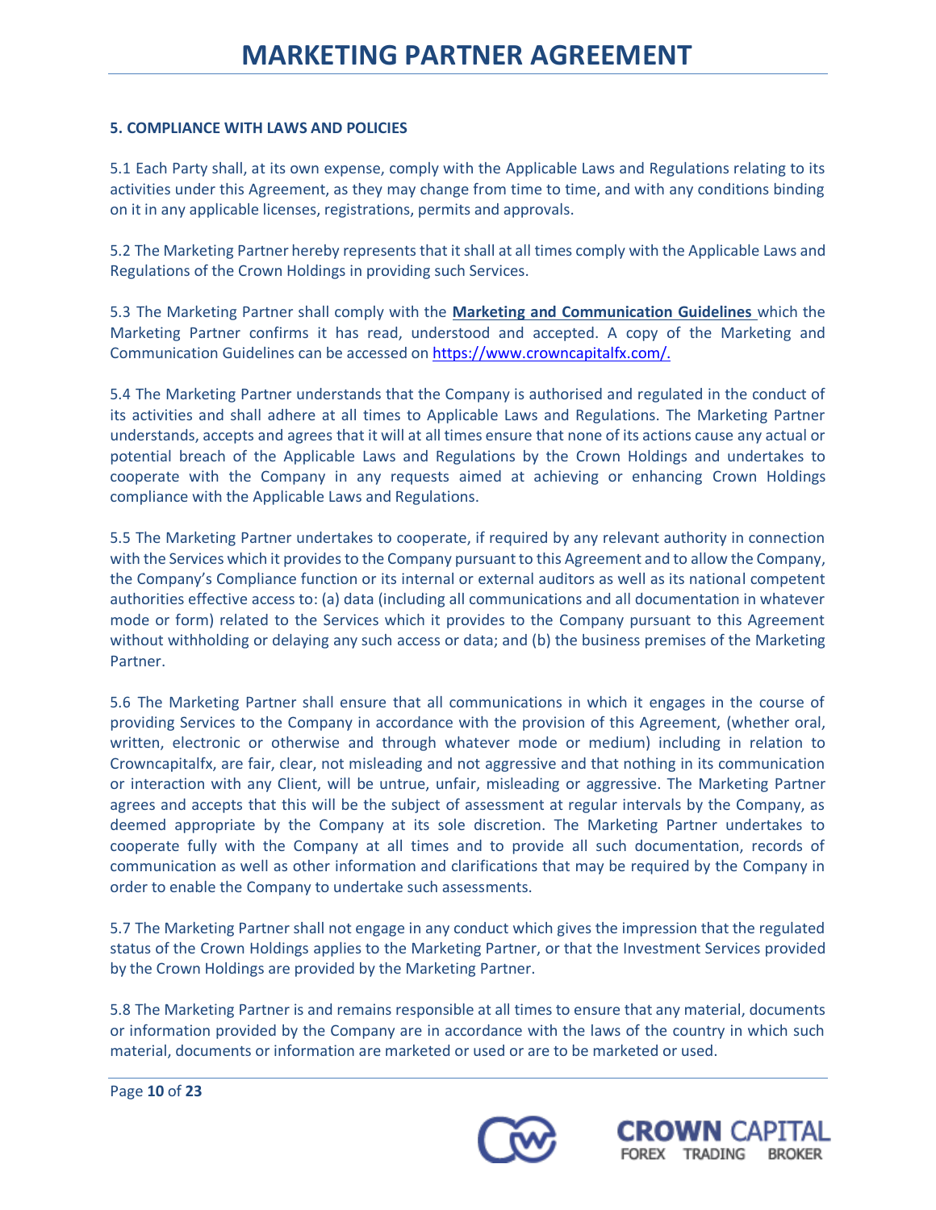### 5. COMPLIANCE WITH LAWS AND POLICIES

5.1 Each Party shall, at its own expense, comply with the Applicable Laws and Regulations relating to its activities under this Agreement, as they may change from time to time, and with any conditions binding on it in any applicable licenses, registrations, permits and approvals.

5.2 The Marketing Partner hereby represents that it shall at all times comply with the Applicable Laws and Regulations of the Crown Holdings in providing such Services.

5.3 The Marketing Partner shall comply with the **Marketing and Communication Guidelines** which the Marketing Partner confirms it has read, understood and accepted. A copy of the Marketing and Communication Guidelines can be accessed on https://www.crowncapitalfx.com/.

5.4 The Marketing Partner understands that the Company is authorised and regulated in the conduct of its activities and shall adhere at all times to Applicable Laws and Regulations. The Marketing Partner understands, accepts and agrees that it will at all times ensure that none of its actions cause any actual or potential breach of the Applicable Laws and Regulations by the Crown Holdings and undertakes to cooperate with the Company in any requests aimed at achieving or enhancing Crown Holdings compliance with the Applicable Laws and Regulations.

5.5 The Marketing Partner undertakes to cooperate, if required by any relevant authority in connection with the Services which it provides to the Company pursuant to this Agreement and to allow the Company, the Company's Compliance function or its internal or external auditors as well as its national competent authorities effective access to: (a) data (including all communications and all documentation in whatever mode or form) related to the Services which it provides to the Company pursuant to this Agreement without withholding or delaying any such access or data; and (b) the business premises of the Marketing Partner.

5.6 The Marketing Partner shall ensure that all communications in which it engages in the course of providing Services to the Company in accordance with the provision of this Agreement, (whether oral, written, electronic or otherwise and through whatever mode or medium) including in relation to Crowncapitalfx, are fair, clear, not misleading and not aggressive and that nothing in its communication or interaction with any Client, will be untrue, unfair, misleading or aggressive. The Marketing Partner agrees and accepts that this will be the subject of assessment at regular intervals by the Company, as deemed appropriate by the Company at its sole discretion. The Marketing Partner undertakes to cooperate fully with the Company at all times and to provide all such documentation, records of communication as well as other information and clarifications that may be required by the Company in order to enable the Company to undertake such assessments.

5.7 The Marketing Partner shall not engage in any conduct which gives the impression that the regulated status of the Crown Holdings applies to the Marketing Partner, or that the Investment Services provided by the Crown Holdings are provided by the Marketing Partner.

5.8 The Marketing Partner is and remains responsible at all times to ensure that any material, documents or information provided by the Company are in accordance with the laws of the country in which such material, documents or information are marketed or used or are to be marketed or used.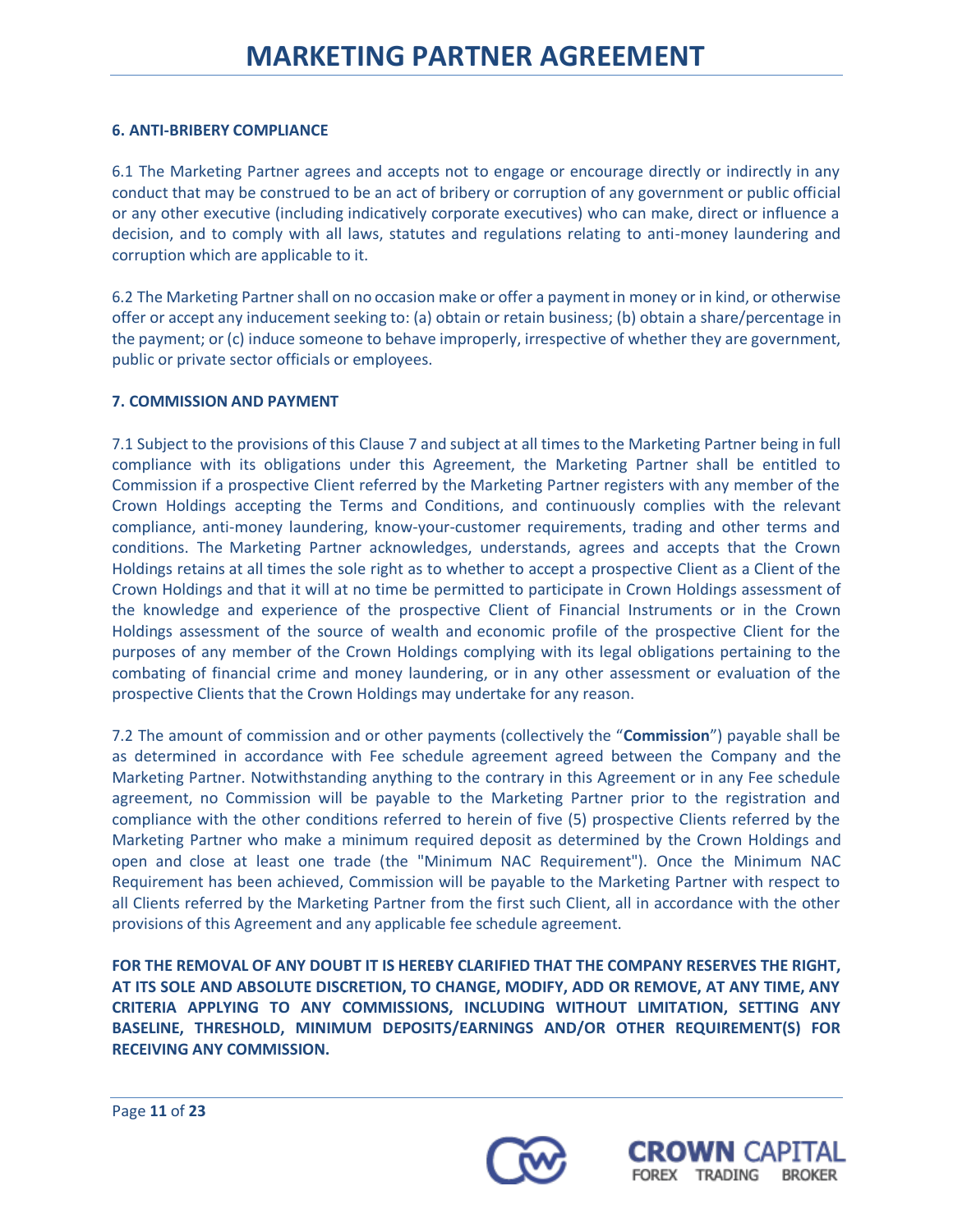### 6. ANTI-BRIBERY COMPLIANCE

6.1 The Marketing Partner agrees and accepts not to engage or encourage directly or indirectly in any conduct that may be construed to be an act of bribery or corruption of any government or public official or any other executive (including indicatively corporate executives) who can make, direct or influence a decision, and to comply with all laws, statutes and regulations relating to anti-money laundering and corruption which are applicable to it.

6.2 The Marketing Partner shall on no occasion make or offer a payment in money or in kind, or otherwise offer or accept any inducement seeking to: (a) obtain or retain business; (b) obtain a share/percentage in the payment; or (c) induce someone to behave improperly, irrespective of whether they are government, public or private sector officials or employees.

### 7. COMMISSION AND PAYMENT

7.1 Subject to the provisions of this Clause 7 and subject at all times to the Marketing Partner being in full compliance with its obligations under this Agreement, the Marketing Partner shall be entitled to Commission if a prospective Client referred by the Marketing Partner registers with any member of the Crown Holdings accepting the Terms and Conditions, and continuously complies with the relevant compliance, anti-money laundering, know-your-customer requirements, trading and other terms and conditions. The Marketing Partner acknowledges, understands, agrees and accepts that the Crown Holdings retains at all times the sole right as to whether to accept a prospective Client as a Client of the Crown Holdings and that it will at no time be permitted to participate in Crown Holdings assessment of the knowledge and experience of the prospective Client of Financial Instruments or in the Crown Holdings assessment of the source of wealth and economic profile of the prospective Client for the purposes of any member of the Crown Holdings complying with its legal obligations pertaining to the combating of financial crime and money laundering, or in any other assessment or evaluation of the prospective Clients that the Crown Holdings may undertake for any reason.

7.2 The amount of commission and or other payments (collectively the "**Commission**") payable shall be as determined in accordance with Fee schedule agreement agreed between the Company and the Marketing Partner. Notwithstanding anything to the contrary in this Agreement or in any Fee schedule agreement, no Commission will be payable to the Marketing Partner prior to the registration and compliance with the other conditions referred to herein of five (5) prospective Clients referred by the Marketing Partner who make a minimum required deposit as determined by the Crown Holdings and open and close at least one trade (the "Minimum NAC Requirement"). Once the Minimum NAC Requirement has been achieved, Commission will be payable to the Marketing Partner with respect to all Clients referred by the Marketing Partner from the first such Client, all in accordance with the other provisions of this Agreement and any applicable fee schedule agreement.

**FOR THE REMOVAL OF ANY DOUBT IT IS HEREBY CLARIFIED THAT THE COMPANY RESERVES THE RIGHT, AT ITS SOLE AND ABSOLUTE DISCRETION, TO CHANGE, MODIFY, ADD OR REMOVE, AT ANY TIME, ANY CRITERIA APPLYING TO ANY COMMISSIONS, INCLUDING WITHOUT LIMITATION, SETTING ANY BASELINE, THRESHOLD, MINIMUM DEPOSITS/EARNINGS AND/OR OTHER REQUIREMENT(S) FOR RECEIVING ANY COMMISSION.**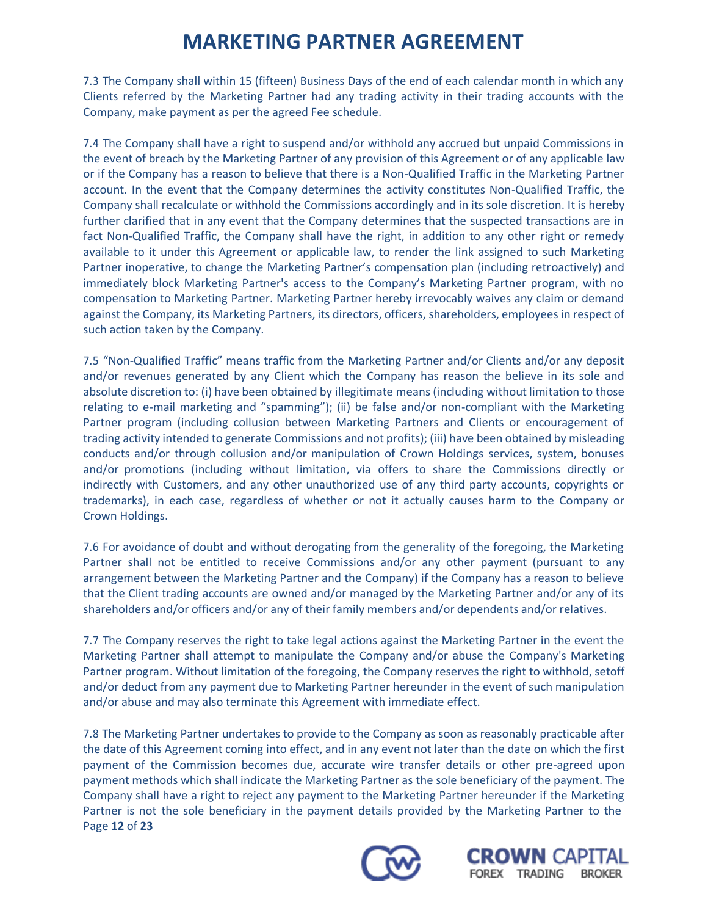7.3 The Company shall within 15 (fifteen) Business Days of the end of each calendar month in which any Clients referred by the Marketing Partner had any trading activity in their trading accounts with the Company, make payment as per the agreed Fee schedule.

7.4 The Company shall have a right to suspend and/or withhold any accrued but unpaid Commissions in the event of breach by the Marketing Partner of any provision of this Agreement or of any applicable law or if the Company has a reason to believe that there is a Non-Qualified Traffic in the Marketing Partner account. In the event that the Company determines the activity constitutes Non-Qualified Traffic, the Company shall recalculate or withhold the Commissions accordingly and in its sole discretion. It is hereby further clarified that in any event that the Company determines that the suspected transactions are in fact Non-Qualified Traffic, the Company shall have the right, in addition to any other right or remedy available to it under this Agreement or applicable law, to render the link assigned to such Marketing Partner inoperative, to change the Marketing Partner's compensation plan (including retroactively) and immediately block Marketing Partner's access to the Company's Marketing Partner program, with no compensation to Marketing Partner. Marketing Partner hereby irrevocably waives any claim or demand against the Company, its Marketing Partners, its directors, officers, shareholders, employees in respect of such action taken by the Company.

7.5 "Non-Qualified Traffic" means traffic from the Marketing Partner and/or Clients and/or any deposit and/or revenues generated by any Client which the Company has reason the believe in its sole and absolute discretion to: (i) have been obtained by illegitimate means (including without limitation to those relating to e-mail marketing and "spamming"); (ii) be false and/or non-compliant with the Marketing Partner program (including collusion between Marketing Partners and Clients or encouragement of trading activity intended to generate Commissions and not profits); (iii) have been obtained by misleading conducts and/or through collusion and/or manipulation of Crown Holdings services, system, bonuses and/or promotions (including without limitation, via offers to share the Commissions directly or indirectly with Customers, and any other unauthorized use of any third party accounts, copyrights or trademarks), in each case, regardless of whether or not it actually causes harm to the Company or Crown Holdings.

7.6 For avoidance of doubt and without derogating from the generality of the foregoing, the Marketing Partner shall not be entitled to receive Commissions and/or any other payment (pursuant to any arrangement between the Marketing Partner and the Company) if the Company has a reason to believe that the Client trading accounts are owned and/or managed by the Marketing Partner and/or any of its shareholders and/or officers and/or any of their family members and/or dependents and/or relatives.

7.7 The Company reserves the right to take legal actions against the Marketing Partner in the event the Marketing Partner shall attempt to manipulate the Company and/or abuse the Company's Marketing Partner program. Without limitation of the foregoing, the Company reserves the right to withhold, setoff and/or deduct from any payment due to Marketing Partner hereunder in the event of such manipulation and/or abuse and may also terminate this Agreement with immediate effect.

7.8 The Marketing Partner undertakes to provide to the Company as soon as reasonably practicable after the date of this Agreement coming into effect, and in any event not later than the date on which the first payment of the Commission becomes due, accurate wire transfer details or other pre-agreed upon payment methods which shall indicate the Marketing Partner as the sole beneficiary of the payment. The Company shall have a right to reject any payment to the Marketing Partner hereunder if the Marketing Partner is not the sole beneficiary in the payment details provided by the Marketing Partner to the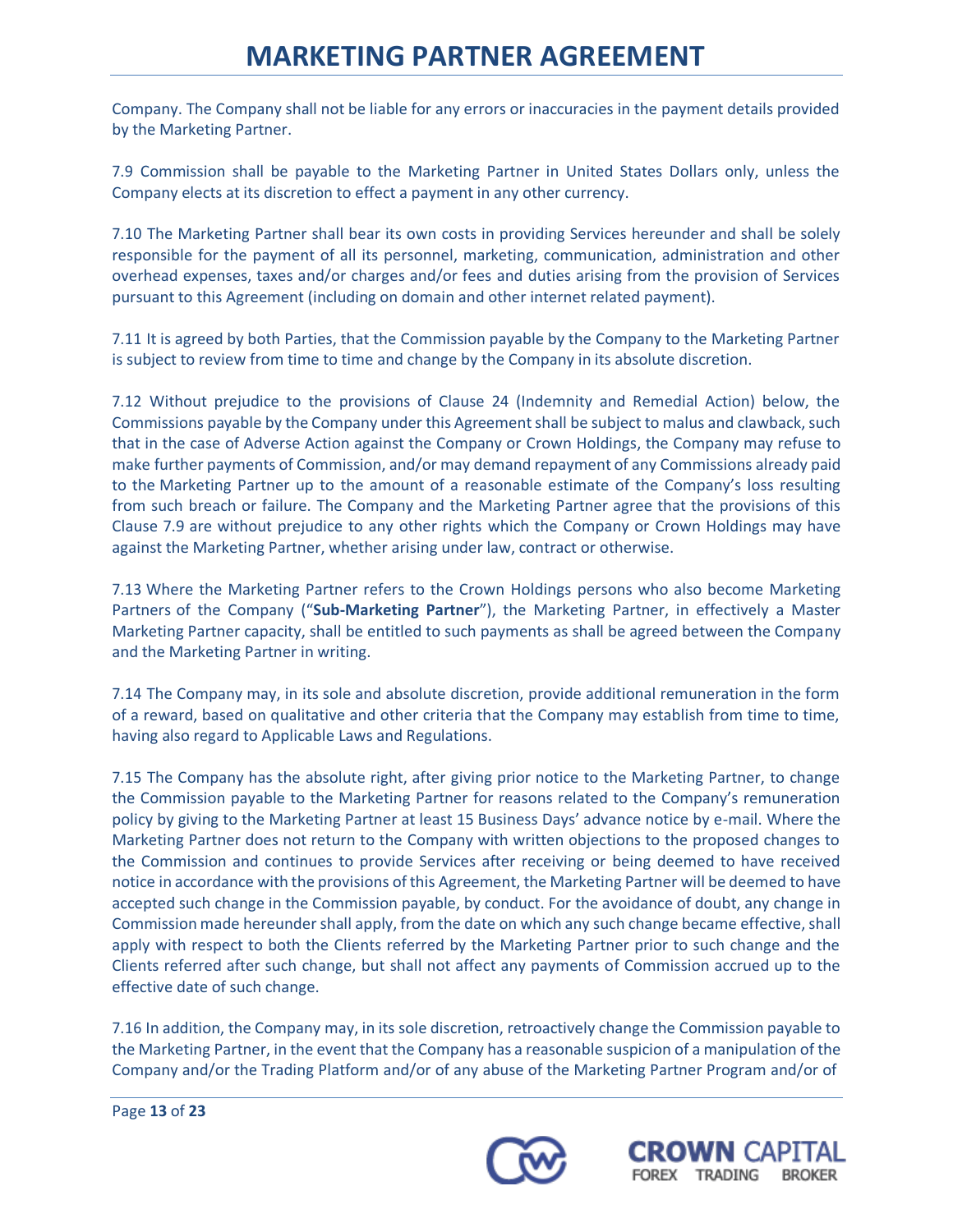Company. The Company shall not be liable for any errors or inaccuracies in the payment details provided by the Marketing Partner.

7.9 Commission shall be payable to the Marketing Partner in United States Dollars only, unless the Company elects at its discretion to effect a payment in any other currency.

7.10 The Marketing Partner shall bear its own costs in providing Services hereunder and shall be solely responsible for the payment of all its personnel, marketing, communication, administration and other overhead expenses, taxes and/or charges and/or fees and duties arising from the provision of Services pursuant to this Agreement (including on domain and other internet related payment).

7.11 It is agreed by both Parties, that the Commission payable by the Company to the Marketing Partner is subject to review from time to time and change by the Company in its absolute discretion.

7.12 Without prejudice to the provisions of Clause 24 (Indemnity and Remedial Action) below, the Commissions payable by the Company under this Agreement shall be subject to malus and clawback, such that in the case of Adverse Action against the Company or Crown Holdings, the Company may refuse to make further payments of Commission, and/or may demand repayment of any Commissions already paid to the Marketing Partner up to the amount of a reasonable estimate of the Company's loss resulting from such breach or failure. The Company and the Marketing Partner agree that the provisions of this Clause 7.9 are without prejudice to any other rights which the Company or Crown Holdings may have against the Marketing Partner, whether arising under law, contract or otherwise.

7.13 Where the Marketing Partner refers to the Crown Holdings persons who also become Marketing Partners of the Company ("**Sub-Marketing Partner**"), the Marketing Partner, in effectively a Master Marketing Partner capacity, shall be entitled to such payments as shall be agreed between the Company and the Marketing Partner in writing.

7.14 The Company may, in its sole and absolute discretion, provide additional remuneration in the form of a reward, based on qualitative and other criteria that the Company may establish from time to time, having also regard to Applicable Laws and Regulations.

7.15 The Company has the absolute right, after giving prior notice to the Marketing Partner, to change the Commission payable to the Marketing Partner for reasons related to the Company's remuneration policy by giving to the Marketing Partner at least 15 Business Days' advance notice by e-mail. Where the Marketing Partner does not return to the Company with written objections to the proposed changes to the Commission and continues to provide Services after receiving or being deemed to have received notice in accordance with the provisions of this Agreement, the Marketing Partner will be deemed to have accepted such change in the Commission payable, by conduct. For the avoidance of doubt, any change in Commission made hereunder shall apply, from the date on which any such change became effective, shall apply with respect to both the Clients referred by the Marketing Partner prior to such change and the Clients referred after such change, but shall not affect any payments of Commission accrued up to the effective date of such change.

7.16 In addition, the Company may, in its sole discretion, retroactively change the Commission payable to the Marketing Partner, in the event that the Company has a reasonable suspicion of a manipulation of the Company and/or the Trading Platform and/or of any abuse of the Marketing Partner Program and/or of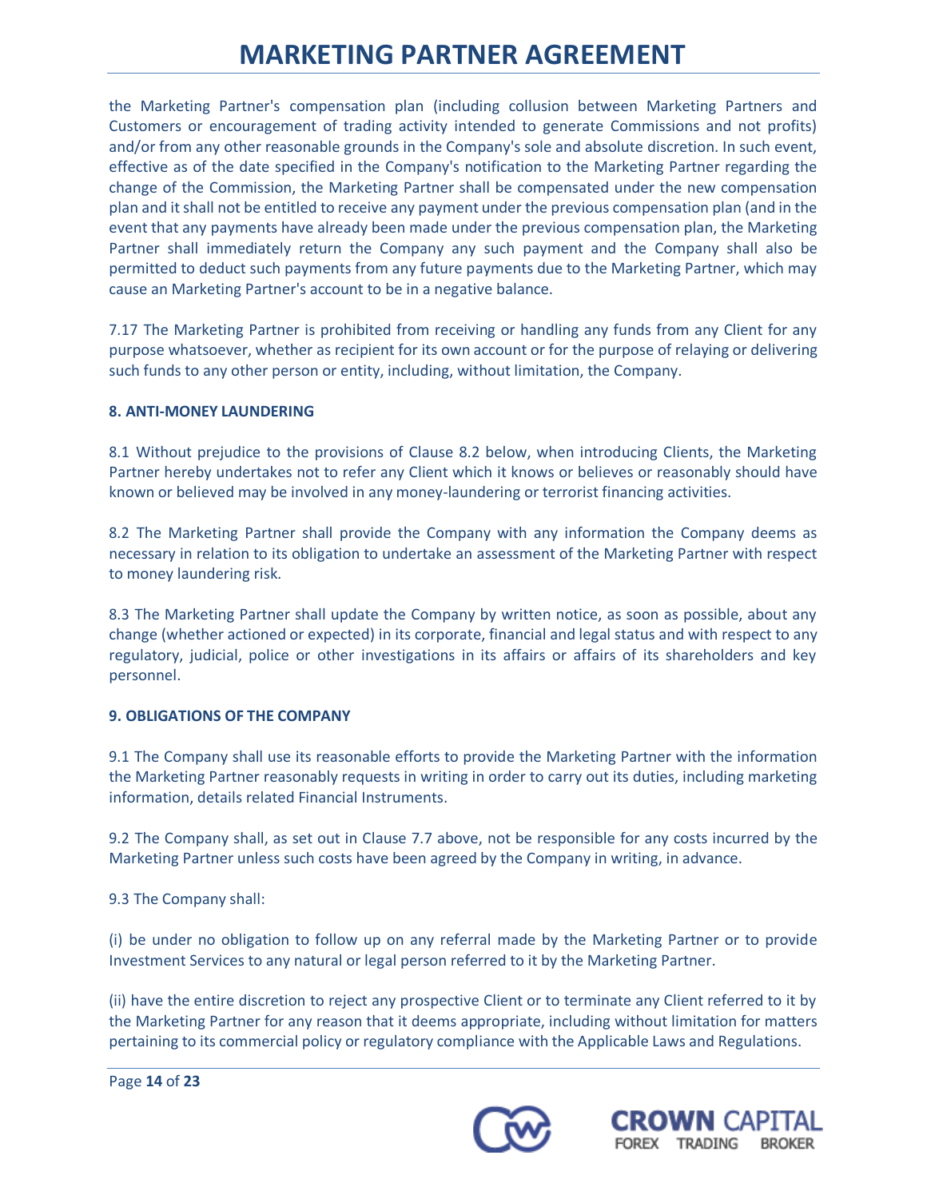the Marketing Partner's compensation plan (including collusion between Marketing Partners and Customers or encouragement of trading activity intended to generate Commissions and not profits) and/or from any other reasonable grounds in the Company's sole and absolute discretion. In such event, effective as of the date specified in the Company's notification to the Marketing Partner regarding the change of the Commission, the Marketing Partner shall be compensated under the new compensation plan and it shall not be entitled to receive any payment under the previous compensation plan (and in the event that any payments have already been made under the previous compensation plan, the Marketing Partner shall immediately return the Company any such payment and the Company shall also be permitted to deduct such payments from any future payments due to the Marketing Partner, which may cause an Marketing Partner's account to be in a negative balance.

7.17 The Marketing Partner is prohibited from receiving or handling any funds from any Client for any purpose whatsoever, whether as recipient for its own account or for the purpose of relaying or delivering such funds to any other person or entity, including, without limitation, the Company.

**8. ANTI-MONEY LAUNDERING**

8.1 Without prejudice to the provisions of Clause 8.2 below, when introducing Clients, the Marketing Partner hereby undertakes not to refer any Client which it knows or believes or reasonably should have known or believed may be involved in any money-laundering or terrorist financing activities.

8.2 The Marketing Partner shall provide the Company with any information the Company deems as necessary in relation to its obligation to undertake an assessment of the Marketing Partner with respect to money laundering risk.

8.3 The Marketing Partner shall update the Company by written notice, as soon as possible, about any change (whether actioned or expected) in its corporate, financial and legal status and with respect to any regulatory, judicial, police or other investigations in its affairs or affairs of its shareholders and key personnel.

**9. OBLIGATIONS OF THE COMPANY**

9.1 The Company shall use its reasonable efforts to provide the Marketing Partner with the information the Marketing Partner reasonably requests in writing in order to carry out its duties, including marketing information, details related Financial Instruments.

9.2 The Company shall, as set out in Clause 7.7 above, not be responsible for any costs incurred by the Marketing Partner unless such costs have been agreed by the Company in writing, in advance.

9.3 The Company shall:

(i) be under no obligation to follow up on any referral made by the Marketing Partner or to provide Investment Services to any natural or legal person referred to it by the Marketing Partner.

(ii) have the entire discretion to reject any prospective Client or to terminate any Client referred to it by the Marketing Partner for any reason that it deems appropriate, including without limitation for matters pertaining to its commercial policy or regulatory compliance with the Applicable Laws and Regulations.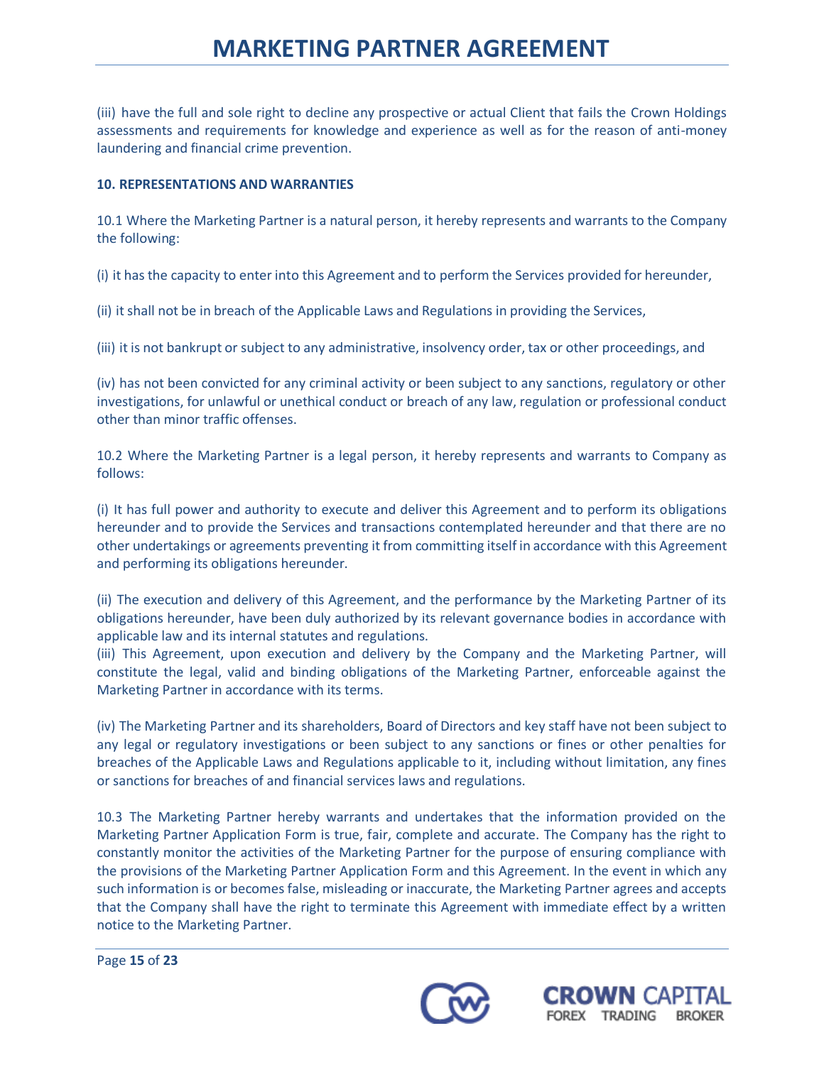(iii) have the full and sole right to decline any prospective or actual Client that fails the Crown Holdings assessments and requirements for knowledge and experience as well as for the reason of anti-money laundering and financial crime prevention.

**10. REPRESENTATIONS AND WARRANTIES**

10.1 Where the Marketing Partner is a natural person, it hereby represents and warrants to the Company the following:

(i) it has the capacity to enter into this Agreement and to perform the Services provided for hereunder,

(ii) it shall not be in breach of the Applicable Laws and Regulations in providing the Services,

(iii) it is not bankrupt or subject to any administrative, insolvency order, tax or other proceedings, and

(iv) has not been convicted for any criminal activity or been subject to any sanctions, regulatory or other investigations, for unlawful or unethical conduct or breach of any law, regulation or professional conduct other than minor traffic offenses.

10.2 Where the Marketing Partner is a legal person, it hereby represents and warrants to Company as follows:

(i) It has full power and authority to execute and deliver this Agreement and to perform its obligations hereunder and to provide the Services and transactions contemplated hereunder and that there are no other undertakings or agreements preventing it from committing itself in accordance with this Agreement and performing its obligations hereunder.

(ii) The execution and delivery of this Agreement, and the performance by the Marketing Partner of its obligations hereunder, have been duly authorized by its relevant governance bodies in accordance with applicable law and its internal statutes and regulations.

(iii) This Agreement, upon execution and delivery by the Company and the Marketing Partner, will constitute the legal, valid and binding obligations of the Marketing Partner, enforceable against the Marketing Partner in accordance with its terms.

(iv) The Marketing Partner and its shareholders, Board of Directors and key staff have not been subject to any legal or regulatory investigations or been subject to any sanctions or fines or other penalties for breaches of the Applicable Laws and Regulations applicable to it, including without limitation, any fines or sanctions for breaches of and financial services laws and regulations.

10.3 The Marketing Partner hereby warrants and undertakes that the information provided on the Marketing Partner Application Form is true, fair, complete and accurate. The Company has the right to constantly monitor the activities of the Marketing Partner for the purpose of ensuring compliance with the provisions of the Marketing Partner Application Form and this Agreement. In the event in which any such information is or becomes false, misleading or inaccurate, the Marketing Partner agrees and accepts that the Company shall have the right to terminate this Agreement with immediate effect by a written notice to the Marketing Partner.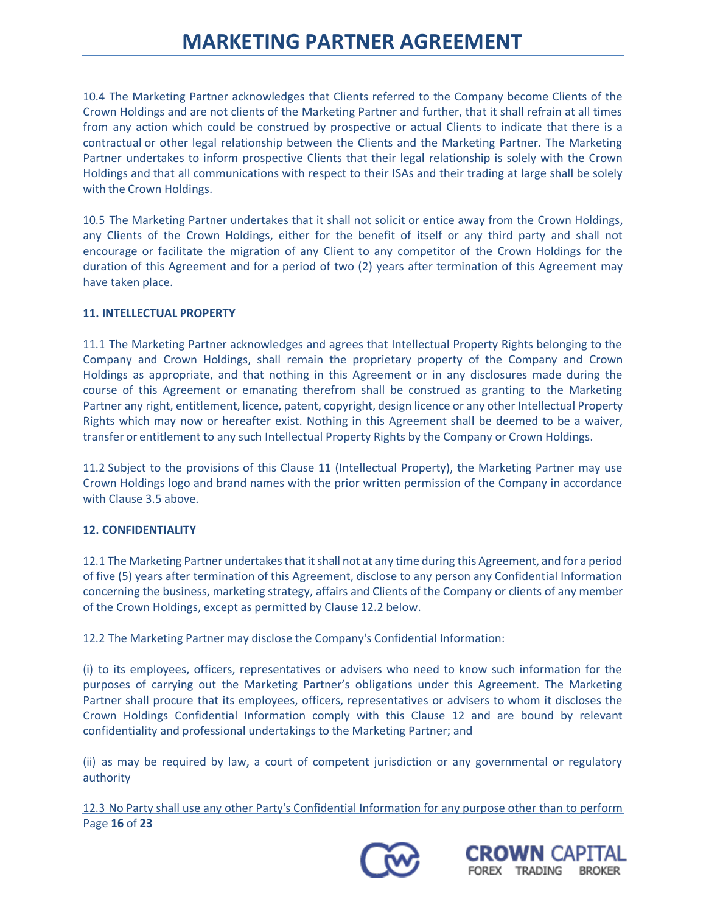10.4 The Marketing Partner acknowledges that Clients referred to the Company become Clients of the Crown Holdings and are not clients of the Marketing Partner and further, that it shall refrain at all times from any action which could be construed by prospective or actual Clients to indicate that there is a contractual or other legal relationship between the Clients and the Marketing Partner. The Marketing Partner undertakes to inform prospective Clients that their legal relationship is solely with the Crown Holdings and that all communications with respect to their ISAs and their trading at large shall be solely with the Crown Holdings.

10.5 The Marketing Partner undertakes that it shall not solicit or entice away from the Crown Holdings, any Clients of the Crown Holdings, either for the benefit of itself or any third party and shall not encourage or facilitate the migration of any Client to any competitor of the Crown Holdings for the duration of this Agreement and for a period of two (2) years after termination of this Agreement may have taken place.

**11. INTELLECTUAL PROPERTY**

11.1 The Marketing Partner acknowledges and agrees that Intellectual Property Rights belonging to the Company and Crown Holdings, shall remain the proprietary property of the Company and Crown Holdings as appropriate, and that nothing in this Agreement or in any disclosures made during the course of this Agreement or emanating therefrom shall be construed as granting to the Marketing Partner any right, entitlement, licence, patent, copyright, design licence or any other Intellectual Property Rights which may now or hereafter exist. Nothing in this Agreement shall be deemed to be a waiver, transfer or entitlement to any such Intellectual Property Rights by the Company or Crown Holdings.

11.2 Subject to the provisions of this Clause 11 (Intellectual Property), the Marketing Partner may use Crown Holdings logo and brand names with the prior written permission of the Company in accordance with Clause 3.5 above.

**12. CONFIDENTIALITY**

12.1 The Marketing Partner undertakes that it shall not at any time during this Agreement, and for a period of five (5) years after termination of this Agreement, disclose to any person any Confidential Information concerning the business, marketing strategy, affairs and Clients of the Company or clients of any member of the Crown Holdings, except as permitted by Clause 12.2 below.

12.2 The Marketing Partner may disclose the Company's Confidential Information:

(i) to its employees, officers, representatives or advisers who need to know such information for the purposes of carrying out the Marketing Partner's obligations under this Agreement. The Marketing Partner shall procure that its employees, officers, representatives or advisers to whom it discloses the Crown Holdings Confidential Information comply with this Clause 12 and are bound by relevant confidentiality and professional undertakings to the Marketing Partner; and

(ii) as may be required by law, a court of competent jurisdiction or any governmental or regulatory authority

12.3 No Party shall use any other Party's Confidential Information for any purpose other than to perform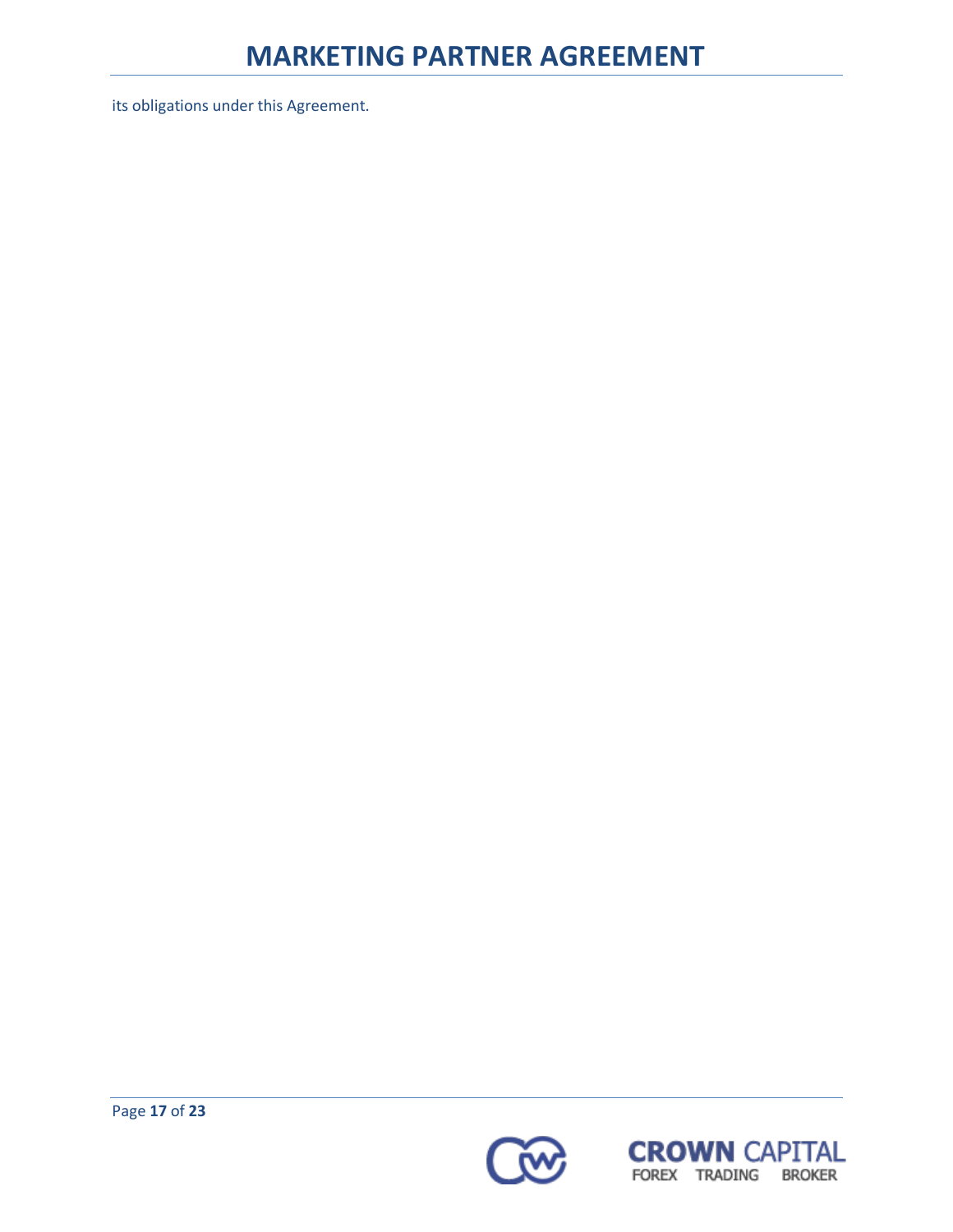its obligations under this Agreement.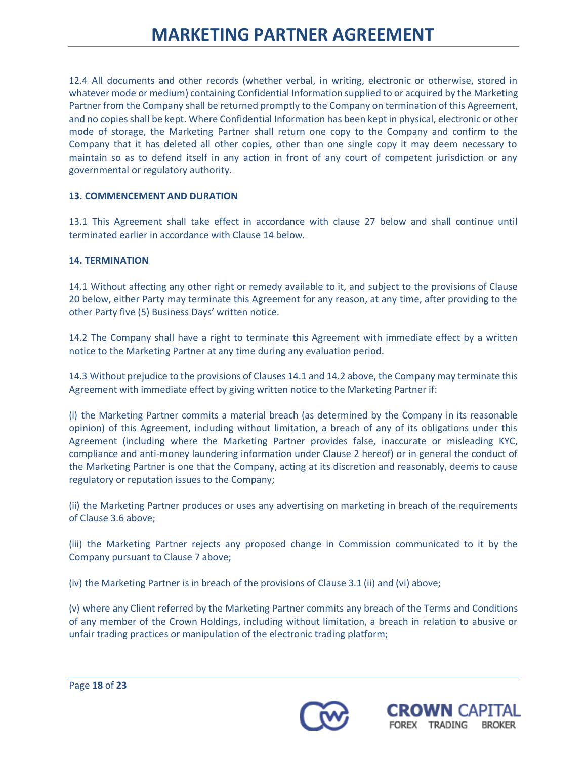12.4 All documents and other records (whether verbal, in writing, electronic or otherwise, stored in whatever mode or medium) containing Confidential Information supplied to or acquired by the Marketing Partner from the Company shall be returned promptly to the Company on termination of this Agreement, and no copies shall be kept. Where Confidential Information has been kept in physical, electronic or other mode of storage, the Marketing Partner shall return one copy to the Company and confirm to the Company that it has deleted all other copies, other than one single copy it may deem necessary to maintain so as to defend itself in any action in front of any court of competent jurisdiction or any governmental or regulatory authority.

**13. COMMENCEMENT AND DURATION**

13.1 This Agreement shall take effect in accordance with clause 27 below and shall continue until terminated earlier in accordance with Clause 14 below.

**14. TERMINATION**

14.1 Without affecting any other right or remedy available to it, and subject to the provisions of Clause 20 below, either Party may terminate this Agreement for any reason, at any time, after providing to the other Party five (5) Business Days' written notice.

14.2 The Company shall have a right to terminate this Agreement with immediate effect by a written notice to the Marketing Partner at any time during any evaluation period.

14.3 Without prejudice to the provisions of Clauses 14.1 and 14.2 above, the Company may terminate this Agreement with immediate effect by giving written notice to the Marketing Partner if:

(i) the Marketing Partner commits a material breach (as determined by the Company in its reasonable opinion) of this Agreement, including without limitation, a breach of any of its obligations under this Agreement (including where the Marketing Partner provides false, inaccurate or misleading KYC, compliance and anti-money laundering information under Clause 2 hereof) or in general the conduct of the Marketing Partner is one that the Company, acting at its discretion and reasonably, deems to cause regulatory or reputation issues to the Company;

(ii) the Marketing Partner produces or uses any advertising on marketing in breach of the requirements of Clause 3.6 above;

(iii) the Marketing Partner rejects any proposed change in Commission communicated to it by the Company pursuant to Clause 7 above;

(iv) the Marketing Partner is in breach of the provisions of Clause 3.1 (ii) and (vi) above;

(v) where any Client referred by the Marketing Partner commits any breach of the Terms and Conditions of any member of the Crown Holdings, including without limitation, a breach in relation to abusive or unfair trading practices or manipulation of the electronic trading platform;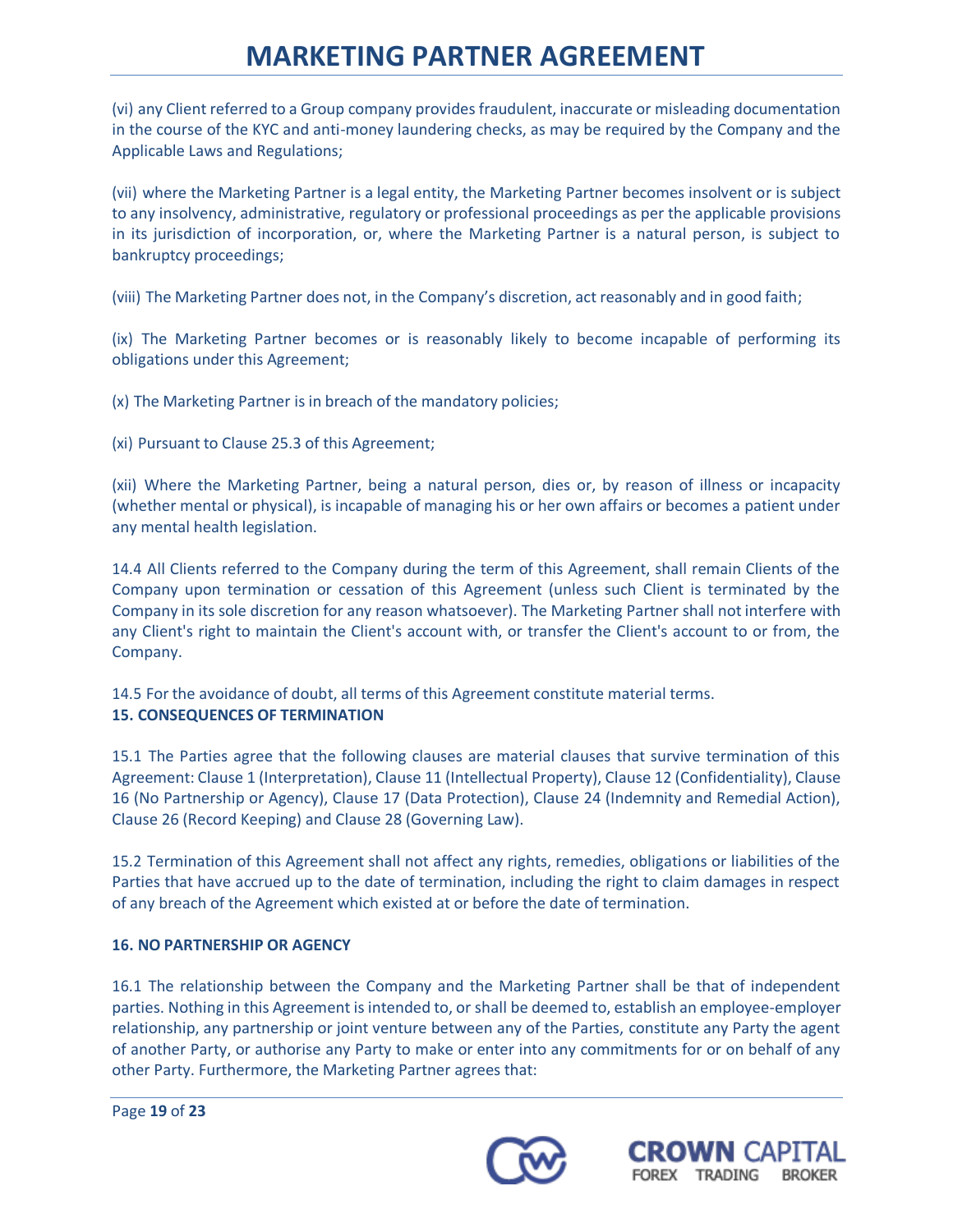(vi) any Client referred to a Group company provides fraudulent, inaccurate or misleading documentation in the course of the KYC and anti-money laundering checks, as may be required by the Company and the Applicable Laws and Regulations;

(vii) where the Marketing Partner is a legal entity, the Marketing Partner becomes insolvent or is subject to any insolvency, administrative, regulatory or professional proceedings as per the applicable provisions in its jurisdiction of incorporation, or, where the Marketing Partner is a natural person, is subject to bankruptcy proceedings;

(viii) The Marketing Partner does not, in the Company's discretion, act reasonably and in good faith;

(ix) The Marketing Partner becomes or is reasonably likely to become incapable of performing its obligations under this Agreement;

(x) The Marketing Partner is in breach of the mandatory policies;

(xi) Pursuant to Clause 25.3 of this Agreement;

(xii) Where the Marketing Partner, being a natural person, dies or, by reason of illness or incapacity (whether mental or physical), is incapable of managing his or her own affairs or becomes a patient under any mental health legislation.

14.4 All Clients referred to the Company during the term of this Agreement, shall remain Clients of the Company upon termination or cessation of this Agreement (unless such Client is terminated by the Company in its sole discretion for any reason whatsoever). The Marketing Partner shall not interfere with any Client's right to maintain the Client's account with, or transfer the Client's account to or from, the Company.

14.5 For the avoidance of doubt, all terms of this Agreement constitute material terms.

**15. CONSEQUENCES OF TERMINATION**

15.1 The Parties agree that the following clauses are material clauses that survive termination of this Agreement: Clause 1 (Interpretation), Clause 11 (Intellectual Property), Clause 12 (Confidentiality), Clause 16 (No Partnership or Agency), Clause 17 (Data Protection), Clause 24 (Indemnity and Remedial Action), Clause 26 (Record Keeping) and Clause 28 (Governing Law).

15.2 Termination of this Agreement shall not affect any rights, remedies, obligations or liabilities of the Parties that have accrued up to the date of termination, including the right to claim damages in respect of any breach of the Agreement which existed at or before the date of termination.

**16. NO PARTNERSHIP OR AGENCY**

16.1 The relationship between the Company and the Marketing Partner shall be that of independent parties. Nothing in this Agreement is intended to, or shall be deemed to, establish an employee-employer relationship, any partnership or joint venture between any of the Parties, constitute any Party the agent of another Party, or authorise any Party to make or enter into any commitments for or on behalf of any other Party. Furthermore, the Marketing Partner agrees that: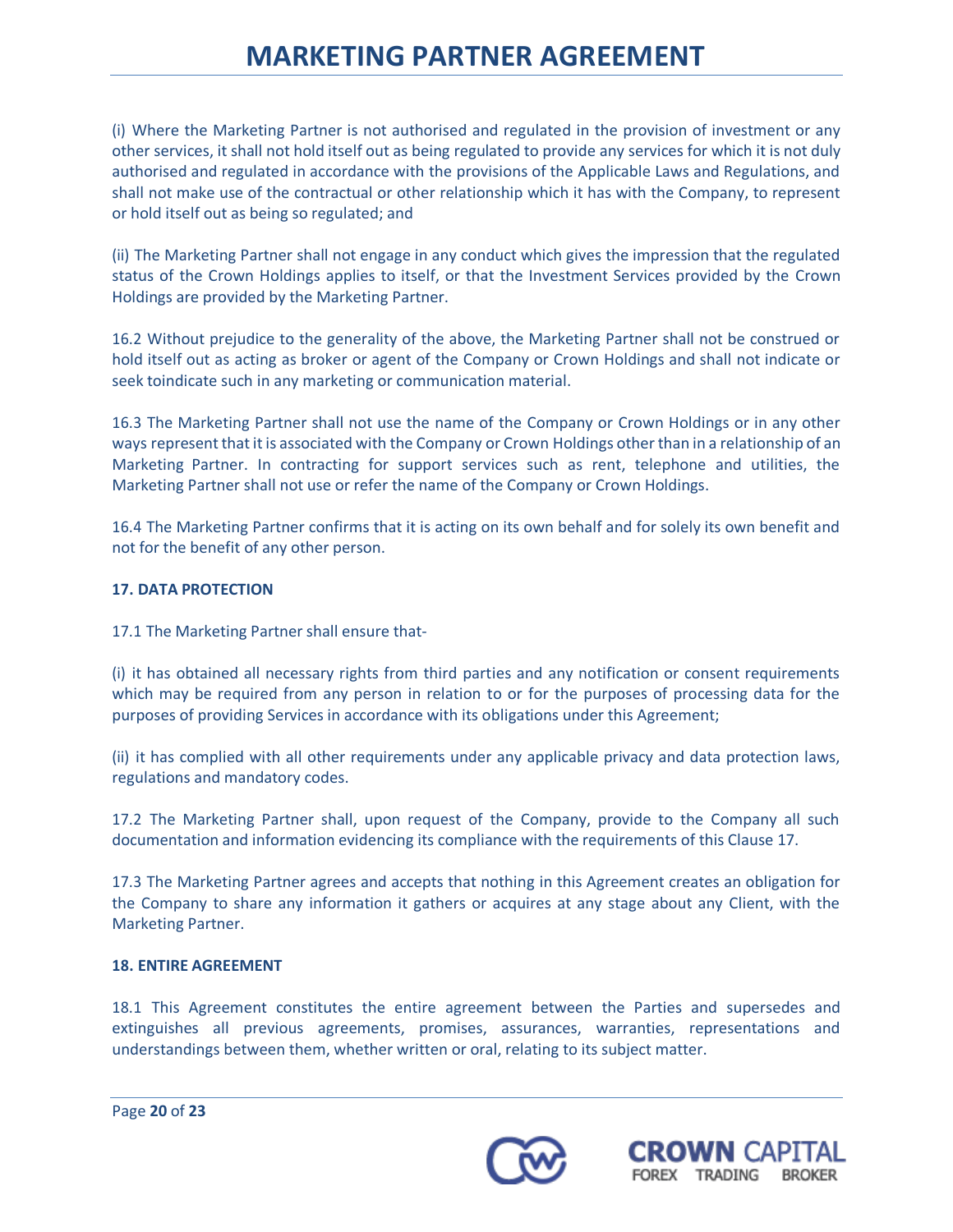(i) Where the Marketing Partner is not authorised and regulated in the provision of investment or any other services, it shall not hold itself out as being regulated to provide any services for which it is not duly authorised and regulated in accordance with the provisions of the Applicable Laws and Regulations, and shall not make use of the contractual or other relationship which it has with the Company, to represent or hold itself out as being so regulated; and

(ii) The Marketing Partner shall not engage in any conduct which gives the impression that the regulated status of the Crown Holdings applies to itself, or that the Investment Services provided by the Crown Holdings are provided by the Marketing Partner.

16.2 Without prejudice to the generality of the above, the Marketing Partner shall not be construed or hold itself out as acting as broker or agent of the Company or Crown Holdings and shall not indicate or seek toindicate such in any marketing or communication material.

16.3 The Marketing Partner shall not use the name of the Company or Crown Holdings or in any other ways represent that it is associated with the Company or Crown Holdings other than in a relationship of an Marketing Partner. In contracting for support services such as rent, telephone and utilities, the Marketing Partner shall not use or refer the name of the Company or Crown Holdings.

16.4 The Marketing Partner confirms that it is acting on its own behalf and for solely its own benefit and not for the benefit of any other person.

**17. DATA PROTECTION**

17.1 The Marketing Partner shall ensure that-

(i) it has obtained all necessary rights from third parties and any notification or consent requirements which may be required from any person in relation to or for the purposes of processing data for the purposes of providing Services in accordance with its obligations under this Agreement;

(ii) it has complied with all other requirements under any applicable privacy and data protection laws, regulations and mandatory codes.

17.2 The Marketing Partner shall, upon request of the Company, provide to the Company all such documentation and information evidencing its compliance with the requirements of this Clause 17.

17.3 The Marketing Partner agrees and accepts that nothing in this Agreement creates an obligation for the Company to share any information it gathers or acquires at any stage about any Client, with the Marketing Partner.

**18. ENTIRE AGREEMENT**

18.1 This Agreement constitutes the entire agreement between the Parties and supersedes and extinguishes all previous agreements, promises, assurances, warranties, representations and understandings between them, whether written or oral, relating to its subject matter.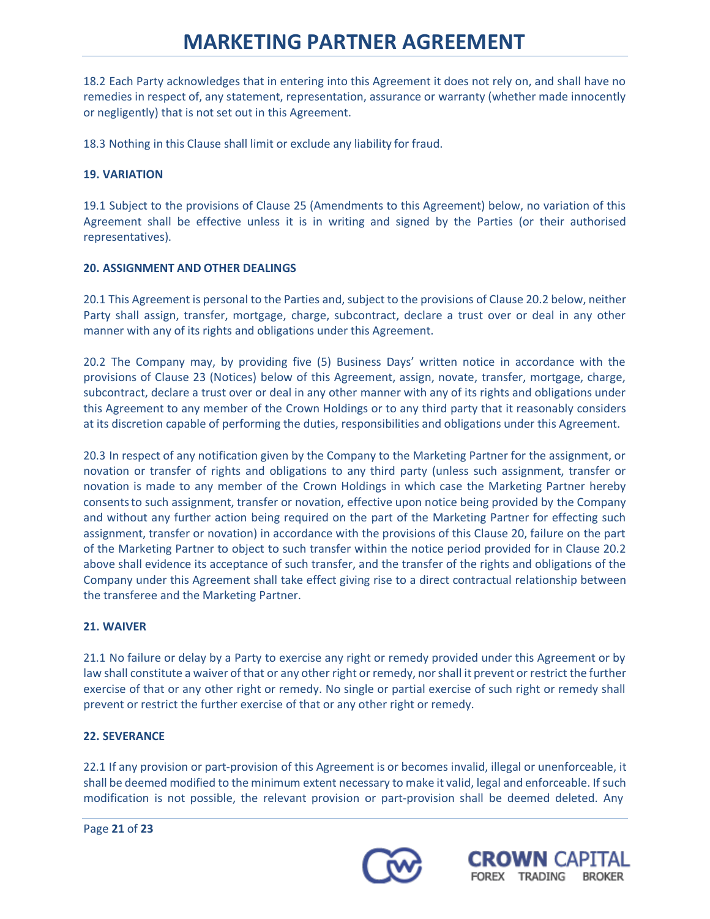18.2 Each Party acknowledges that in entering into this Agreement it does not rely on, and shall have no remedies in respect of, any statement, representation, assurance or warranty (whether made innocently or negligently) that is not set out in this Agreement.

18.3 Nothing in this Clause shall limit or exclude any liability for fraud.

**19. VARIATION**

19.1 Subject to the provisions of Clause 25 (Amendments to this Agreement) below, no variation of this Agreement shall be effective unless it is in writing and signed by the Parties (or their authorised representatives).

**20. ASSIGNMENT AND OTHER DEALINGS**

20.1 This Agreement is personal to the Parties and, subject to the provisions of Clause 20.2 below, neither Party shall assign, transfer, mortgage, charge, subcontract, declare a trust over or deal in any other manner with any of its rights and obligations under this Agreement.

20.2 The Company may, by providing five (5) Business Days' written notice in accordance with the provisions of Clause 23 (Notices) below of this Agreement, assign, novate, transfer, mortgage, charge, subcontract, declare a trust over or deal in any other manner with any of its rights and obligations under this Agreement to any member of the Crown Holdings or to any third party that it reasonably considers at its discretion capable of performing the duties, responsibilities and obligations under this Agreement.

20.3 In respect of any notification given by the Company to the Marketing Partner for the assignment, or novation or transfer of rights and obligations to any third party (unless such assignment, transfer or novation is made to any member of the Crown Holdings in which case the Marketing Partner hereby consents to such assignment, transfer or novation, effective upon notice being provided by the Company and without any further action being required on the part of the Marketing Partner for effecting such assignment, transfer or novation) in accordance with the provisions of this Clause 20, failure on the part of the Marketing Partner to object to such transfer within the notice period provided for in Clause 20.2 above shall evidence its acceptance of such transfer, and the transfer of the rights and obligations of the Company under this Agreement shall take effect giving rise to a direct contractual relationship between the transferee and the Marketing Partner.

**21. WAIVER**

21.1 No failure or delay by a Party to exercise any right or remedy provided under this Agreement or by law shall constitute a waiver of that or any other right or remedy, nor shall it prevent or restrict the further exercise of that or any other right or remedy. No single or partial exercise of such right or remedy shall prevent or restrict the further exercise of that or any other right or remedy.

**22. SEVERANCE**

22.1 If any provision or part-provision of this Agreement is or becomes invalid, illegal or unenforceable, it shall be deemed modified to the minimum extent necessary to make it valid, legal and enforceable. If such modification is not possible, the relevant provision or part-provision shall be deemed deleted. Any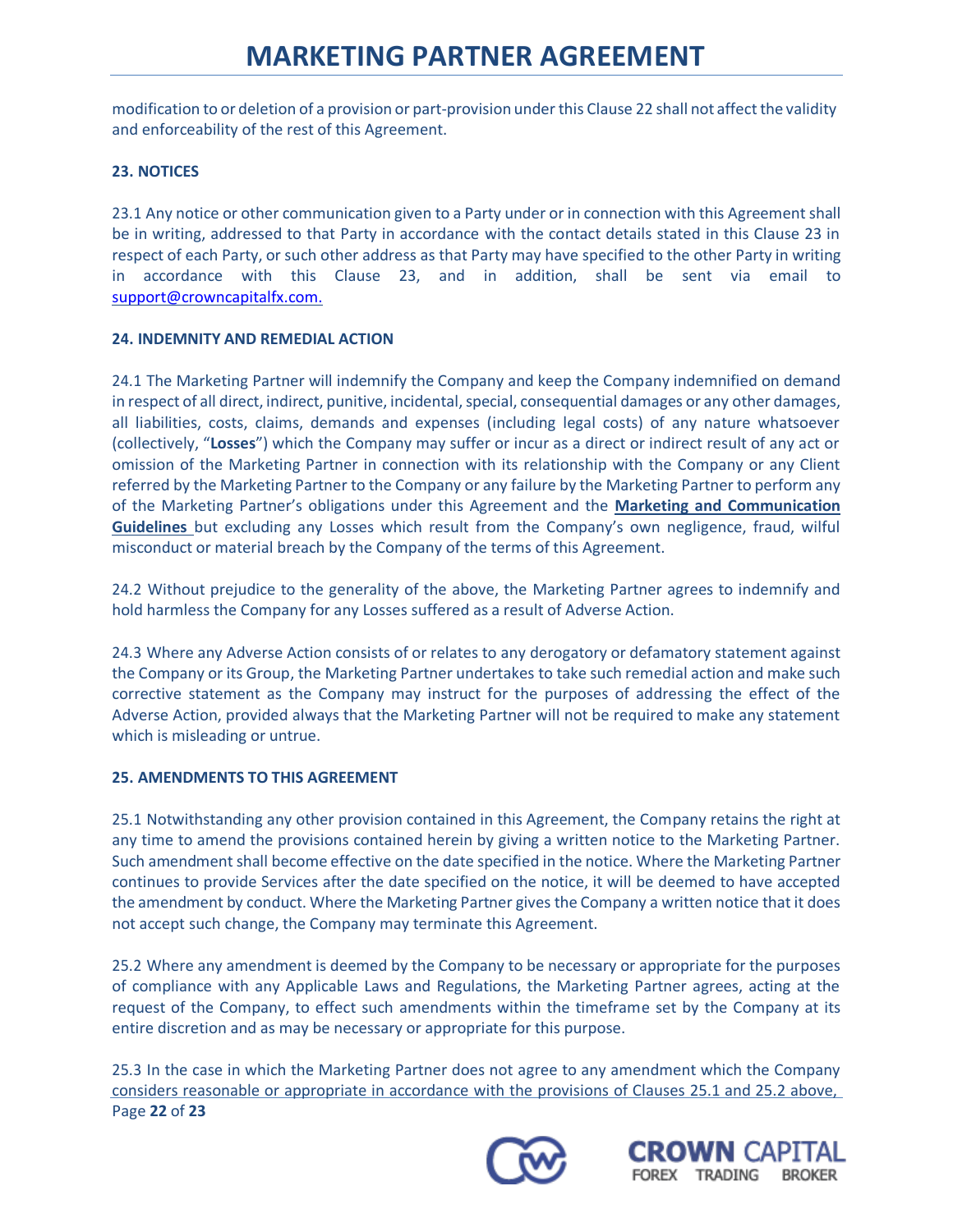modification to or deletion of a provision or part-provision under this Clause 22 shall not affect the validity and enforceability of the rest of this Agreement.

**23. NOTICES**

23.1 Any notice or other communication given to a Party under or in connection with this Agreement shall be in writing, addressed to that Party in accordance with the contact details stated in this Clause 23 in respect of each Party, or such other address as that Party may have specified to the other Party in writing in accordance with this Clause 23, and in addition, shall be sent via email to support@crowncapitalfx.com.

**24. INDEMNITY AND REMEDIAL ACTION**

24.1 The Marketing Partner will indemnify the Company and keep the Company indemnified on demand in respect of all direct, indirect, punitive, incidental, special, consequential damages or any other damages, all liabilities, costs, claims, demands and expenses (including legal costs) of any nature whatsoever (collectively, "**Losses**") which the Company may suffer or incur as a direct or indirect result of any act or omission of the Marketing Partner in connection with its relationship with the Company or any Client referred by the Marketing Partner to the Company or any failure by the Marketing Partner to perform any of the Marketing Partner's obligations under this Agreement and the **Marketing and Communication Guidelines** but excluding any Losses which result from the Company's own negligence, fraud, wilful misconduct or material breach by the Company of the terms of this Agreement.

24.2 Without prejudice to the generality of the above, the Marketing Partner agrees to indemnify and hold harmless the Company for any Losses suffered as a result of Adverse Action.

24.3 Where any Adverse Action consists of or relates to any derogatory or defamatory statement against the Company or its Group, the Marketing Partner undertakes to take such remedial action and make such corrective statement as the Company may instruct for the purposes of addressing the effect of the Adverse Action, provided always that the Marketing Partner will not be required to make any statement which is misleading or untrue.

**25. AMENDMENTS TO THIS AGREEMENT**

25.1 Notwithstanding any other provision contained in this Agreement, the Company retains the right at any time to amend the provisions contained herein by giving a written notice to the Marketing Partner. Such amendment shall become effective on the date specified in the notice. Where the Marketing Partner continues to provide Services after the date specified on the notice, it will be deemed to have accepted the amendment by conduct. Where the Marketing Partner gives the Company a written notice that it does not accept such change, the Company may terminate this Agreement.

25.2 Where any amendment is deemed by the Company to be necessary or appropriate for the purposes of compliance with any Applicable Laws and Regulations, the Marketing Partner agrees, acting at the request of the Company, to effect such amendments within the timeframe set by the Company at its entire discretion and as may be necessary or appropriate for this purpose.

25.3 In the case in which the Marketing Partner does not agree to any amendment which the Company considers reasonable or appropriate in accordance with the provisions of Clauses 25.1 and 25.2 above,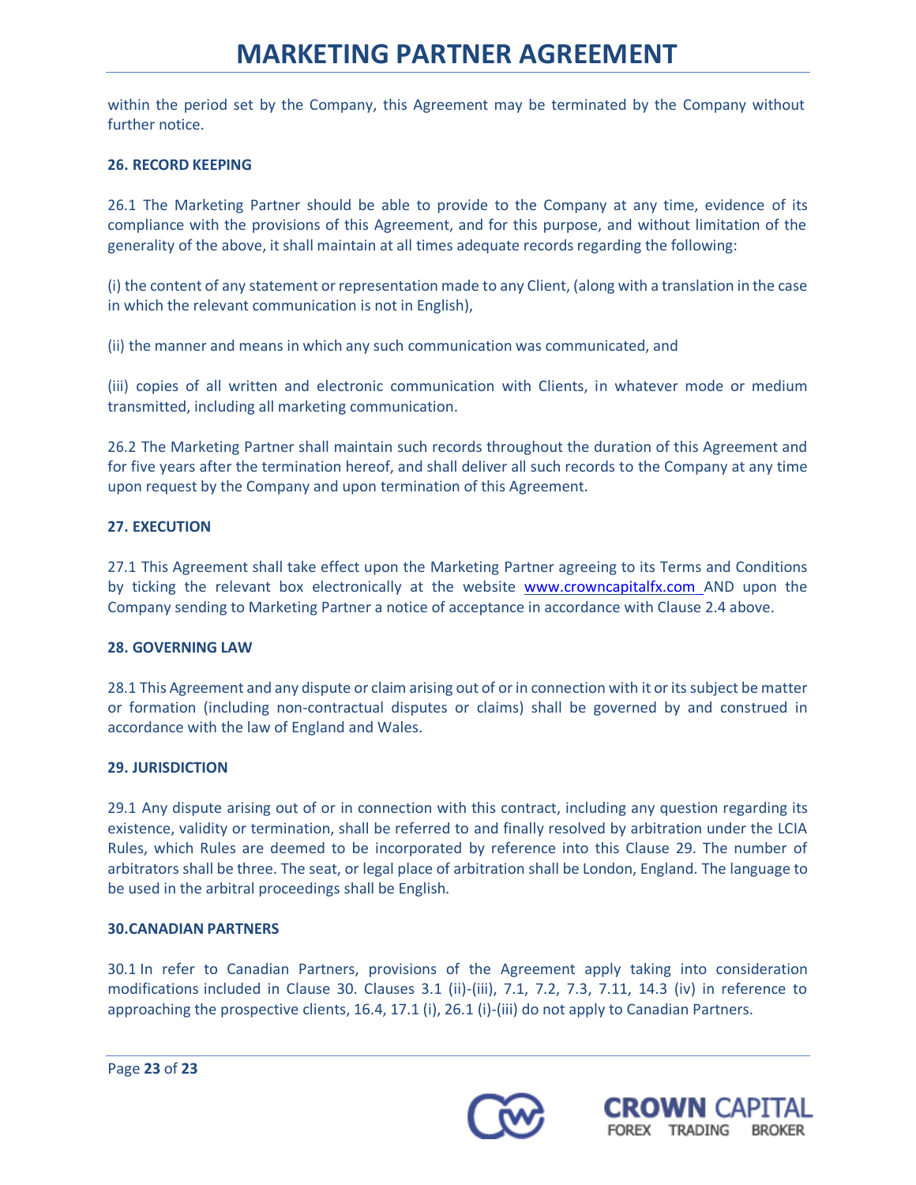within the period set by the Company, this Agreement may be terminated by the Company without further notice.

**26. RECORD KEEPING**

26.1 The Marketing Partner should be able to provide to the Company at any time, evidence of its compliance with the provisions of this Agreement, and for this purpose, and without limitation of the generality of the above, it shall maintain at all times adequate records regarding the following:

(i) the content of any statement or representation made to any Client, (along with a translation in the case in which the relevant communication is not in English),

(ii) the manner and means in which any such communication was communicated, and

(iii) copies of all written and electronic communication with Clients, in whatever mode or medium transmitted, including all marketing communication.

26.2 The Marketing Partner shall maintain such records throughout the duration of this Agreement and for five years after the termination hereof, and shall deliver all such records to the Company at any time upon request by the Company and upon termination of this Agreement.

**27. EXECUTION**

27.1 This Agreement shall take effect upon the Marketing Partner agreeing to its Terms and Conditions by ticking the relevant box electronically at the website www.crowncapitalfx.com AND upon the Company sending to Marketing Partner a notice of acceptance in accordance with Clause 2.4 above.

**28. GOVERNING LAW**

28.1 This Agreement and any dispute or claim arising out of or in connection with it or its subject be matter or formation (including non-contractual disputes or claims) shall be governed by and construed in accordance with the law of England and Wales.

**29. JURISDICTION**

29.1 Any dispute arising out of or in connection with this contract, including any question regarding its existence, validity or termination, shall be referred to and finally resolved by arbitration under the LCIA Rules, which Rules are deemed to be incorporated by reference into this Clause 29. The number of arbitrators shall be three. The seat, or legal place of arbitration shall be London, England. The language to be used in the arbitral proceedings shall be English.

**30.CANADIAN PARTNERS**

30.1 In refer to Canadian Partners, provisions of the Agreement apply taking into consideration modifications included in Clause 30. Clauses 3.1 (ii)-(iii), 7.1, 7.2, 7.3, 7.11, 14.3 (iv) in reference to approaching the prospective clients, 16.4, 17.1 (i), 26.1 (i)-(iii) do not apply to Canadian Partners.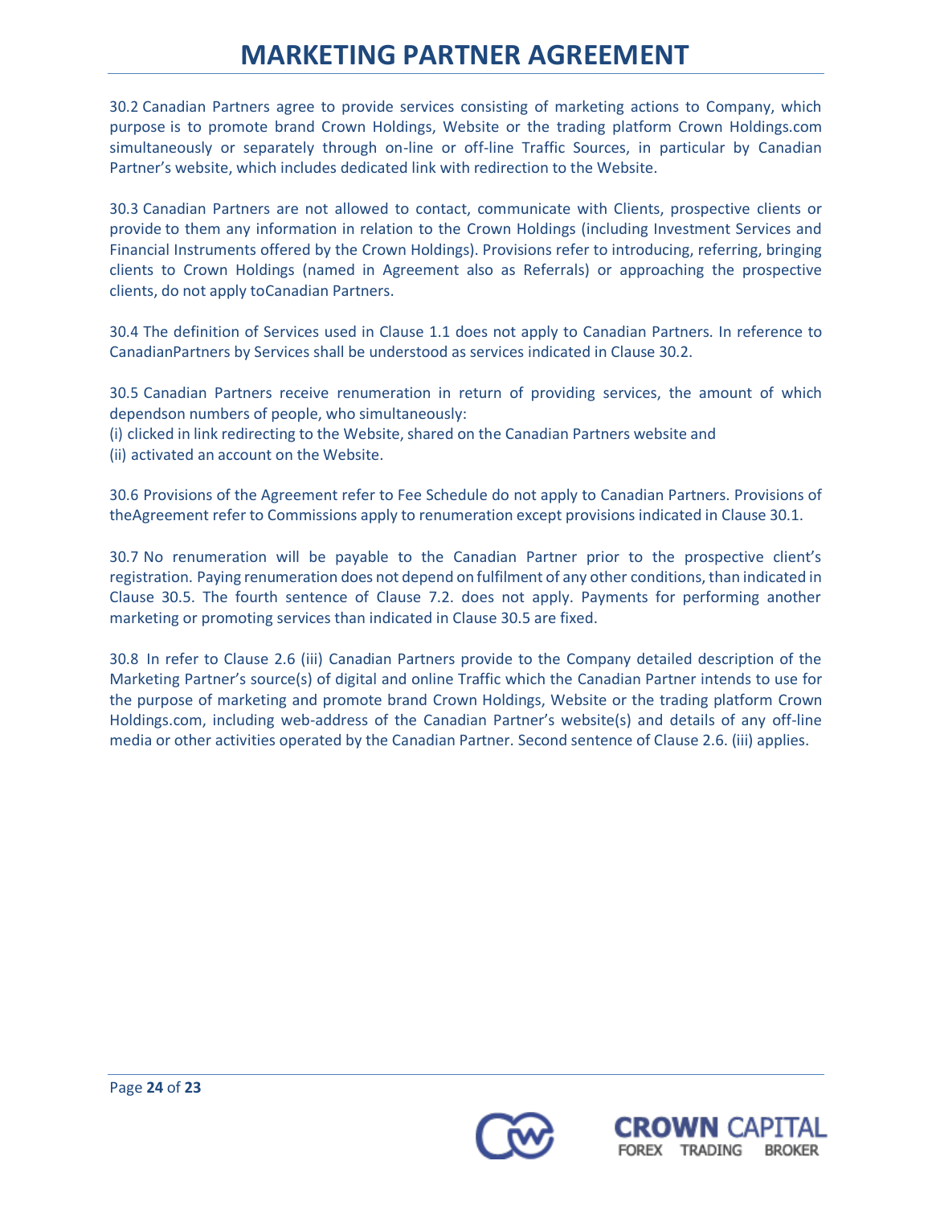30.2 Canadian Partners agree to provide services consisting of marketing actions to Company, which purpose is to promote brand Crown Holdings, Website or the trading platform Crown Holdings.com simultaneously or separately through on-line or off-line Traffic Sources, in particular by Canadian Partner's website, which includes dedicated link with redirection to the Website.

30.3 Canadian Partners are not allowed to contact, communicate with Clients, prospective clients or provide to them any information in relation to the Crown Holdings (including Investment Services and Financial Instruments offered by the Crown Holdings). Provisions refer to introducing, referring, bringing clients to Crown Holdings (named in Agreement also as Referrals) or approaching the prospective clients, do not apply toCanadian Partners.

30.4 The definition of Services used in Clause 1.1 does not apply to Canadian Partners. In reference to CanadianPartners by Services shall be understood as services indicated in Clause 30.2.

30.5 Canadian Partners receive renumeration in return of providing services, the amount of which dependson numbers of people, who simultaneously:
(i) clicked in link redirecting to the Website, shared on the Canadian Partners website and
(ii) activated an account on the Website.

30.6 Provisions of the Agreement refer to Fee Schedule do not apply to Canadian Partners. Provisions of theAgreement refer to Commissions apply to renumeration except provisions indicated in Clause 30.1.

30.7 No renumeration will be payable to the Canadian Partner prior to the prospective client's registration. Paying renumeration does not depend on fulfilment of any other conditions, than indicated in Clause 30.5. The fourth sentence of Clause 7.2. does not apply. Payments for performing another marketing or promoting services than indicated in Clause 30.5 are fixed.

30.8 In refer to Clause 2.6 (iii) Canadian Partners provide to the Company detailed description of the Marketing Partner's source(s) of digital and online Traffic which the Canadian Partner intends to use for the purpose of marketing and promote brand Crown Holdings, Website or the trading platform Crown Holdings.com, including web-address of the Canadian Partner's website(s) and details of any off-line media or other activities operated by the Canadian Partner. Second sentence of Clause 2.6. (iii) applies.